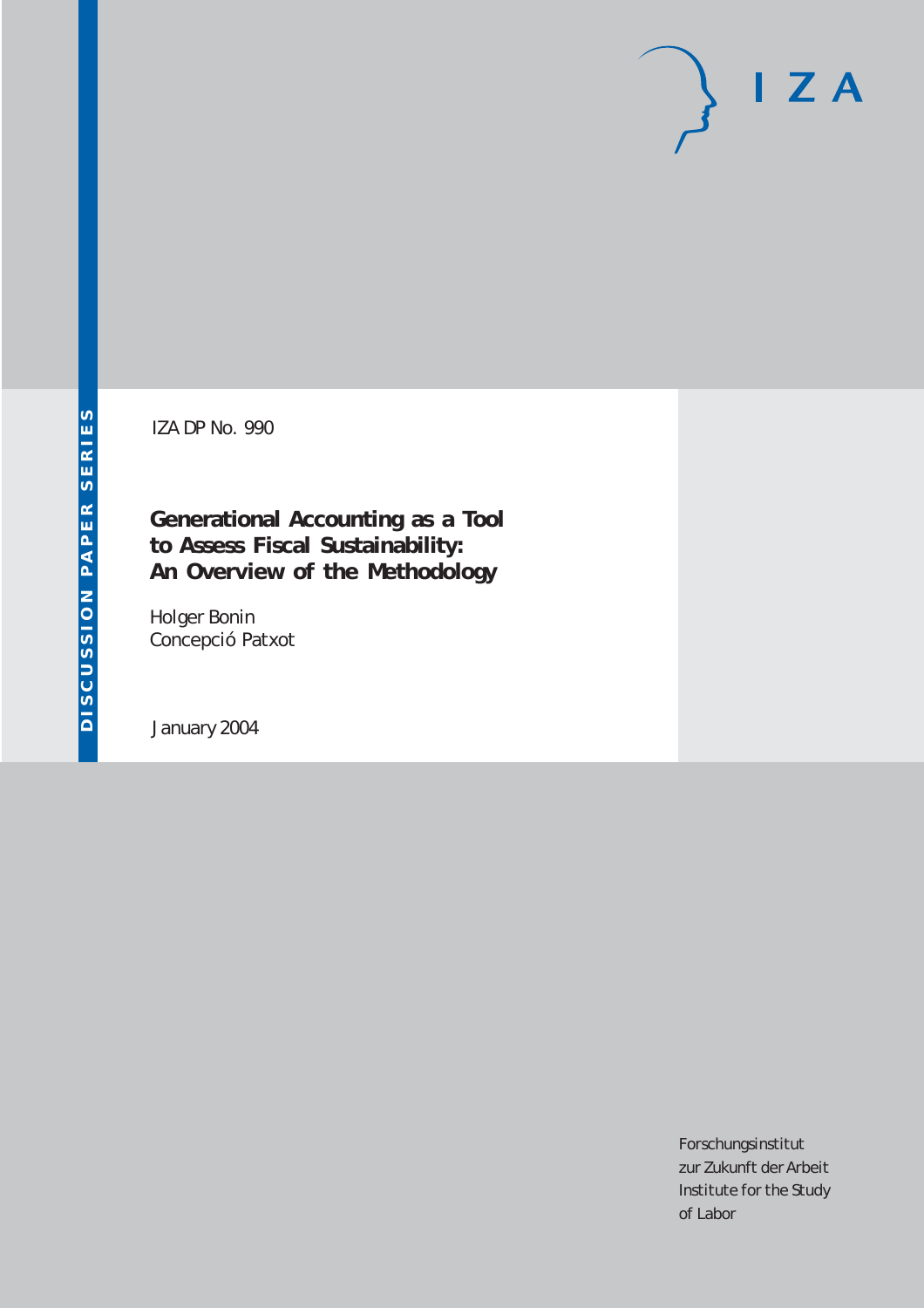IZA

DISCUSSION PAPER SERIES

IZA DP No. 990

# Generational Accounting as a Tool to Assess Fiscal Sustainability: An Overview of the Methodology

Holger Bonin
Concepció Patxot

January 2004

Forschungsinstitut
zur Zukunft der Arbeit
Institute for the Study
of Labor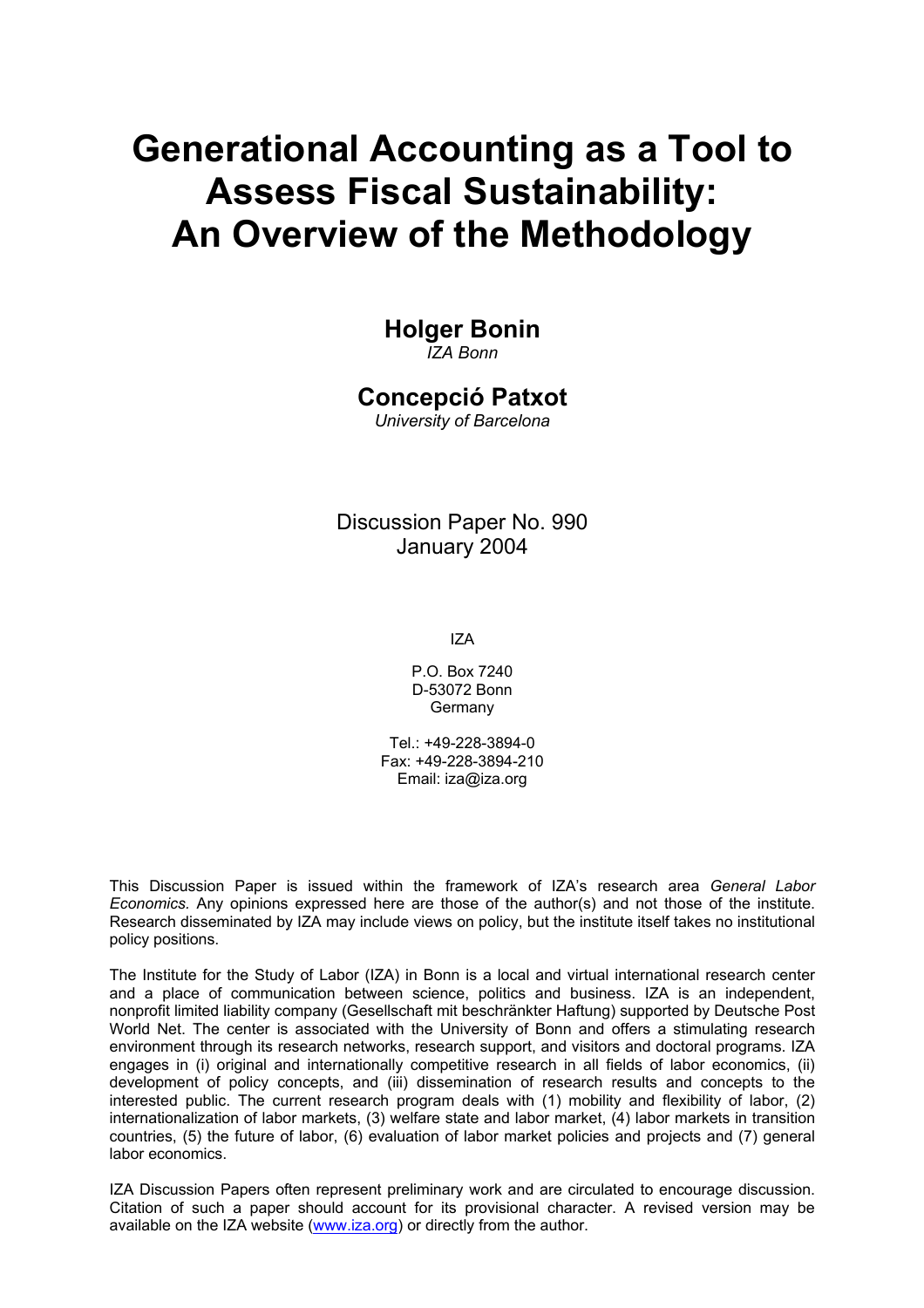# Generational Accounting as a Tool to Assess Fiscal Sustainability: An Overview of the Methodology

**Holger Bonin**
*IZA Bonn*

**Concepció Patxot**
*University of Barcelona*

Discussion Paper No. 990
January 2004

IZA

P.O. Box 7240
D-53072 Bonn
Germany

Tel.: +49-228-3894-0
Fax: +49-228-3894-210
Email: iza@iza.org

This Discussion Paper is issued within the framework of IZA's research area *General Labor Economics.* Any opinions expressed here are those of the author(s) and not those of the institute. Research disseminated by IZA may include views on policy, but the institute itself takes no institutional policy positions.

The Institute for the Study of Labor (IZA) in Bonn is a local and virtual international research center and a place of communication between science, politics and business. IZA is an independent, nonprofit limited liability company (Gesellschaft mit beschränkter Haftung) supported by Deutsche Post World Net. The center is associated with the University of Bonn and offers a stimulating research environment through its research networks, research support, and visitors and doctoral programs. IZA engages in (i) original and internationally competitive research in all fields of labor economics, (ii) development of policy concepts, and (iii) dissemination of research results and concepts to the interested public. The current research program deals with (1) mobility and flexibility of labor, (2) internationalization of labor markets, (3) welfare state and labor market, (4) labor markets in transition countries, (5) the future of labor, (6) evaluation of labor market policies and projects and (7) general labor economics.

IZA Discussion Papers often represent preliminary work and are circulated to encourage discussion. Citation of such a paper should account for its provisional character. A revised version may be available on the IZA website (www.iza.org) or directly from the author.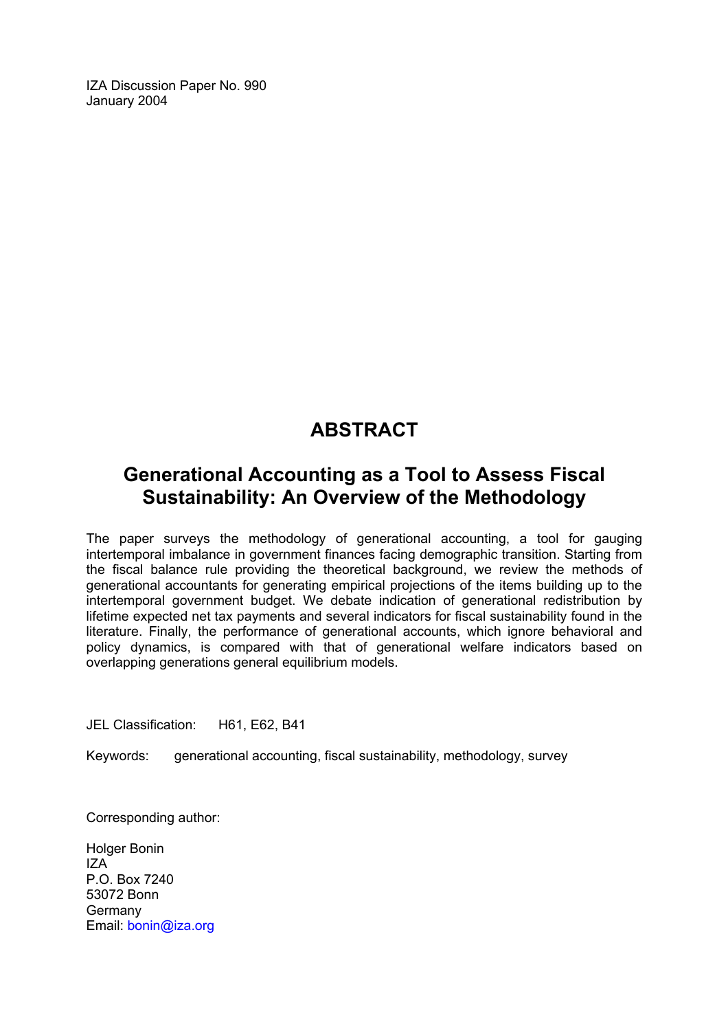IZA Discussion Paper No. 990
January 2004

# ABSTRACT

## Generational Accounting as a Tool to Assess Fiscal Sustainability: An Overview of the Methodology

The paper surveys the methodology of generational accounting, a tool for gauging intertemporal imbalance in government finances facing demographic transition. Starting from the fiscal balance rule providing the theoretical background, we review the methods of generational accountants for generating empirical projections of the items building up to the intertemporal government budget. We debate indication of generational redistribution by lifetime expected net tax payments and several indicators for fiscal sustainability found in the literature. Finally, the performance of generational accounts, which ignore behavioral and policy dynamics, is compared with that of generational welfare indicators based on overlapping generations general equilibrium models.

JEL Classification: H61, E62, B41

Keywords: generational accounting, fiscal sustainability, methodology, survey

Corresponding author:

Holger Bonin
IZA
P.O. Box 7240
53072 Bonn
Germany
Email: bonin@iza.org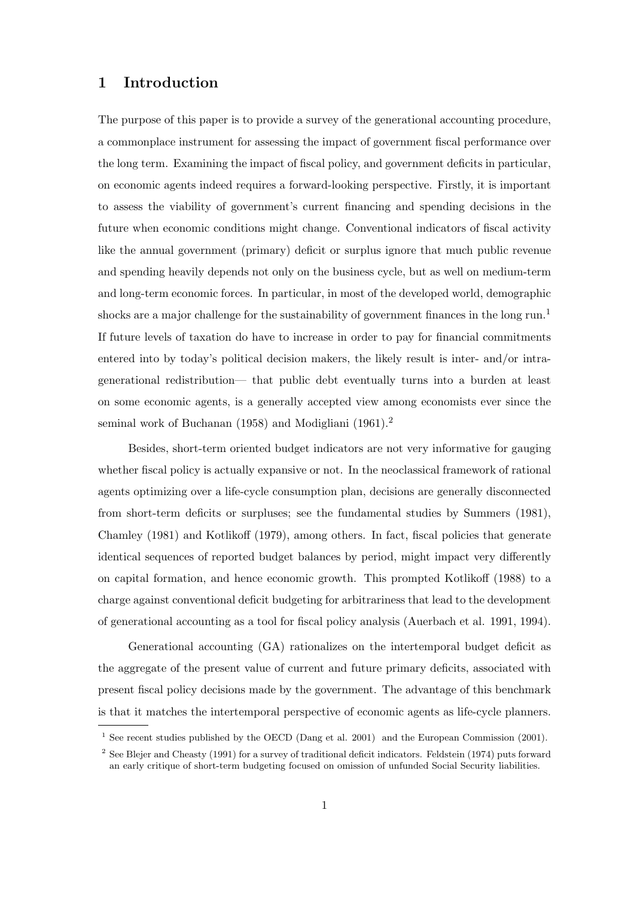# 1 Introduction

The purpose of this paper is to provide a survey of the generational accounting procedure, a commonplace instrument for assessing the impact of government fiscal performance over the long term. Examining the impact of fiscal policy, and government deficits in particular, on economic agents indeed requires a forward-looking perspective. Firstly, it is important to assess the viability of government's current financing and spending decisions in the future when economic conditions might change. Conventional indicators of fiscal activity like the annual government (primary) deficit or surplus ignore that much public revenue and spending heavily depends not only on the business cycle, but as well on medium-term and long-term economic forces. In particular, in most of the developed world, demographic shocks are a major challenge for the sustainability of government finances in the long run.[1] If future levels of taxation do have to increase in order to pay for financial commitments entered into by today's political decision makers, the likely result is inter- and/or intra-generational redistribution— that public debt eventually turns into a burden at least on some economic agents, is a generally accepted view among economists ever since the seminal work of Buchanan (1958) and Modigliani (1961).[2]

Besides, short-term oriented budget indicators are not very informative for gauging whether fiscal policy is actually expansive or not. In the neoclassical framework of rational agents optimizing over a life-cycle consumption plan, decisions are generally disconnected from short-term deficits or surpluses; see the fundamental studies by Summers (1981), Chamley (1981) and Kotlikoff (1979), among others. In fact, fiscal policies that generate identical sequences of reported budget balances by period, might impact very differently on capital formation, and hence economic growth. This prompted Kotlikoff (1988) to a charge against conventional deficit budgeting for arbitrariness that lead to the development of generational accounting as a tool for fiscal policy analysis (Auerbach et al. 1991, 1994).

Generational accounting (GA) rationalizes on the intertemporal budget deficit as the aggregate of the present value of current and future primary deficits, associated with present fiscal policy decisions made by the government. The advantage of this benchmark is that it matches the intertemporal perspective of economic agents as life-cycle planners.

[1] See recent studies published by the OECD (Dang et al. 2001) and the European Commission (2001).

[2] See Blejer and Cheasty (1991) for a survey of traditional deficit indicators. Feldstein (1974) puts forward an early critique of short-term budgeting focused on omission of unfunded Social Security liabilities.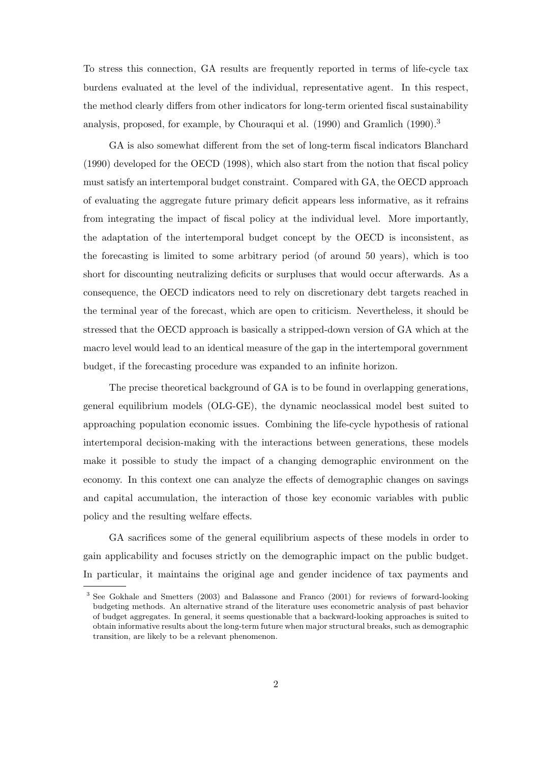To stress this connection, GA results are frequently reported in terms of life-cycle tax burdens evaluated at the level of the individual, representative agent. In this respect, the method clearly differs from other indicators for long-term oriented fiscal sustainability analysis, proposed, for example, by Chouraqui et al. (1990) and Gramlich (1990).[3]

GA is also somewhat different from the set of long-term fiscal indicators Blanchard (1990) developed for the OECD (1998), which also start from the notion that fiscal policy must satisfy an intertemporal budget constraint. Compared with GA, the OECD approach of evaluating the aggregate future primary deficit appears less informative, as it refrains from integrating the impact of fiscal policy at the individual level. More importantly, the adaptation of the intertemporal budget concept by the OECD is inconsistent, as the forecasting is limited to some arbitrary period (of around 50 years), which is too short for discounting neutralizing deficits or surpluses that would occur afterwards. As a consequence, the OECD indicators need to rely on discretionary debt targets reached in the terminal year of the forecast, which are open to criticism. Nevertheless, it should be stressed that the OECD approach is basically a stripped-down version of GA which at the macro level would lead to an identical measure of the gap in the intertemporal government budget, if the forecasting procedure was expanded to an infinite horizon.

The precise theoretical background of GA is to be found in overlapping generations, general equilibrium models (OLG-GE), the dynamic neoclassical model best suited to approaching population economic issues. Combining the life-cycle hypothesis of rational intertemporal decision-making with the interactions between generations, these models make it possible to study the impact of a changing demographic environment on the economy. In this context one can analyze the effects of demographic changes on savings and capital accumulation, the interaction of those key economic variables with public policy and the resulting welfare effects.

GA sacrifices some of the general equilibrium aspects of these models in order to gain applicability and focuses strictly on the demographic impact on the public budget. In particular, it maintains the original age and gender incidence of tax payments and

[3] See Gokhale and Smetters (2003) and Balassone and Franco (2001) for reviews of forward-looking budgeting methods. An alternative strand of the literature uses econometric analysis of past behavior of budget aggregates. In general, it seems questionable that a backward-looking approaches is suited to obtain informative results about the long-term future when major structural breaks, such as demographic transition, are likely to be a relevant phenomenon.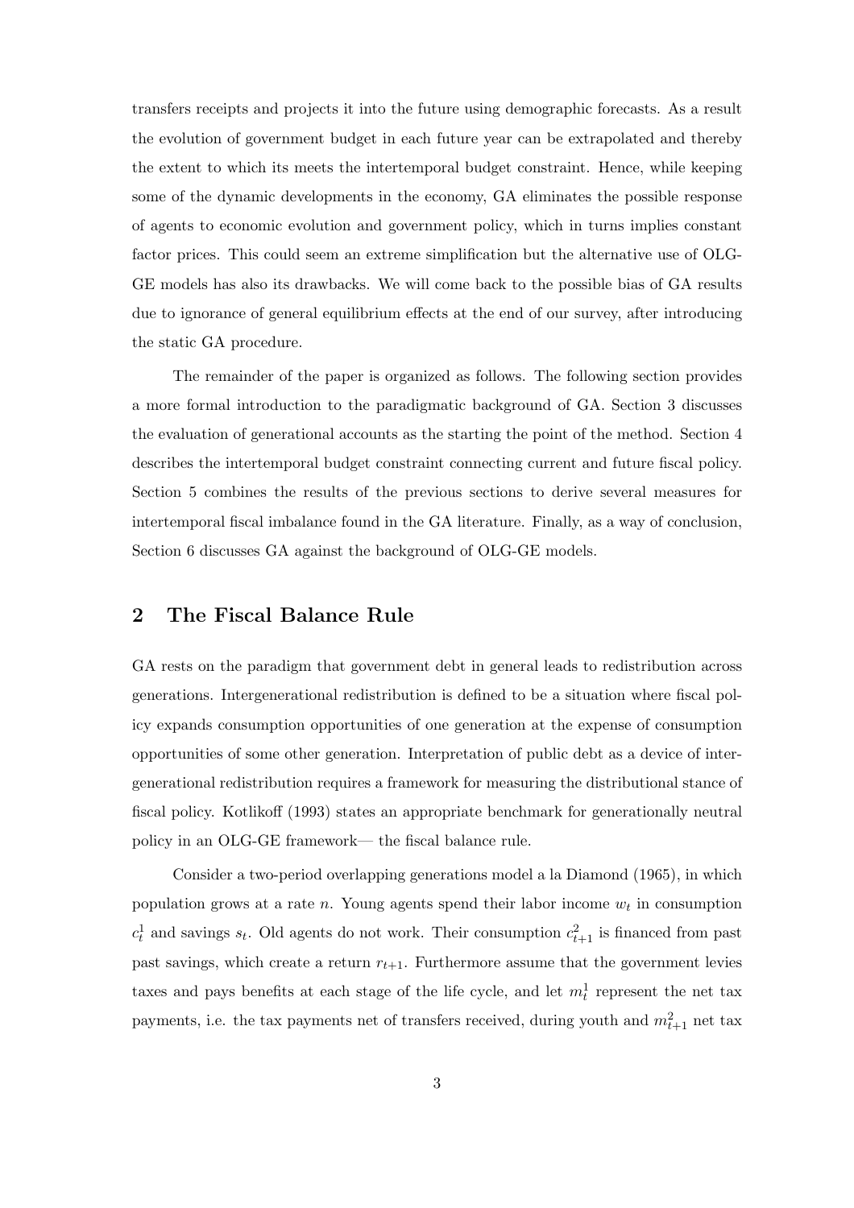transfers receipts and projects it into the future using demographic forecasts. As a result the evolution of government budget in each future year can be extrapolated and thereby the extent to which its meets the intertemporal budget constraint. Hence, while keeping some of the dynamic developments in the economy, GA eliminates the possible response of agents to economic evolution and government policy, which in turns implies constant factor prices. This could seem an extreme simplification but the alternative use of OLG-GE models has also its drawbacks. We will come back to the possible bias of GA results due to ignorance of general equilibrium effects at the end of our survey, after introducing the static GA procedure.

The remainder of the paper is organized as follows. The following section provides a more formal introduction to the paradigmatic background of GA. Section 3 discusses the evaluation of generational accounts as the starting the point of the method. Section 4 describes the intertemporal budget constraint connecting current and future fiscal policy. Section 5 combines the results of the previous sections to derive several measures for intertemporal fiscal imbalance found in the GA literature. Finally, as a way of conclusion, Section 6 discusses GA against the background of OLG-GE models.

## 2 The Fiscal Balance Rule

GA rests on the paradigm that government debt in general leads to redistribution across generations. Intergenerational redistribution is defined to be a situation where fiscal policy expands consumption opportunities of one generation at the expense of consumption opportunities of some other generation. Interpretation of public debt as a device of intergenerational redistribution requires a framework for measuring the distributional stance of fiscal policy. Kotlikoff (1993) states an appropriate benchmark for generationally neutral policy in an OLG-GE framework— the fiscal balance rule.

Consider a two-period overlapping generations model a la Diamond (1965), in which population grows at a rate $n$. Young agents spend their labor income $w_t$ in consumption $c_t^1$ and savings $s_t$. Old agents do not work. Their consumption $c_{t+1}^2$ is financed from past past savings, which create a return $r_{t+1}$. Furthermore assume that the government levies taxes and pays benefits at each stage of the life cycle, and let $m_t^1$ represent the net tax payments, i.e. the tax payments net of transfers received, during youth and $m_{t+1}^2$ net tax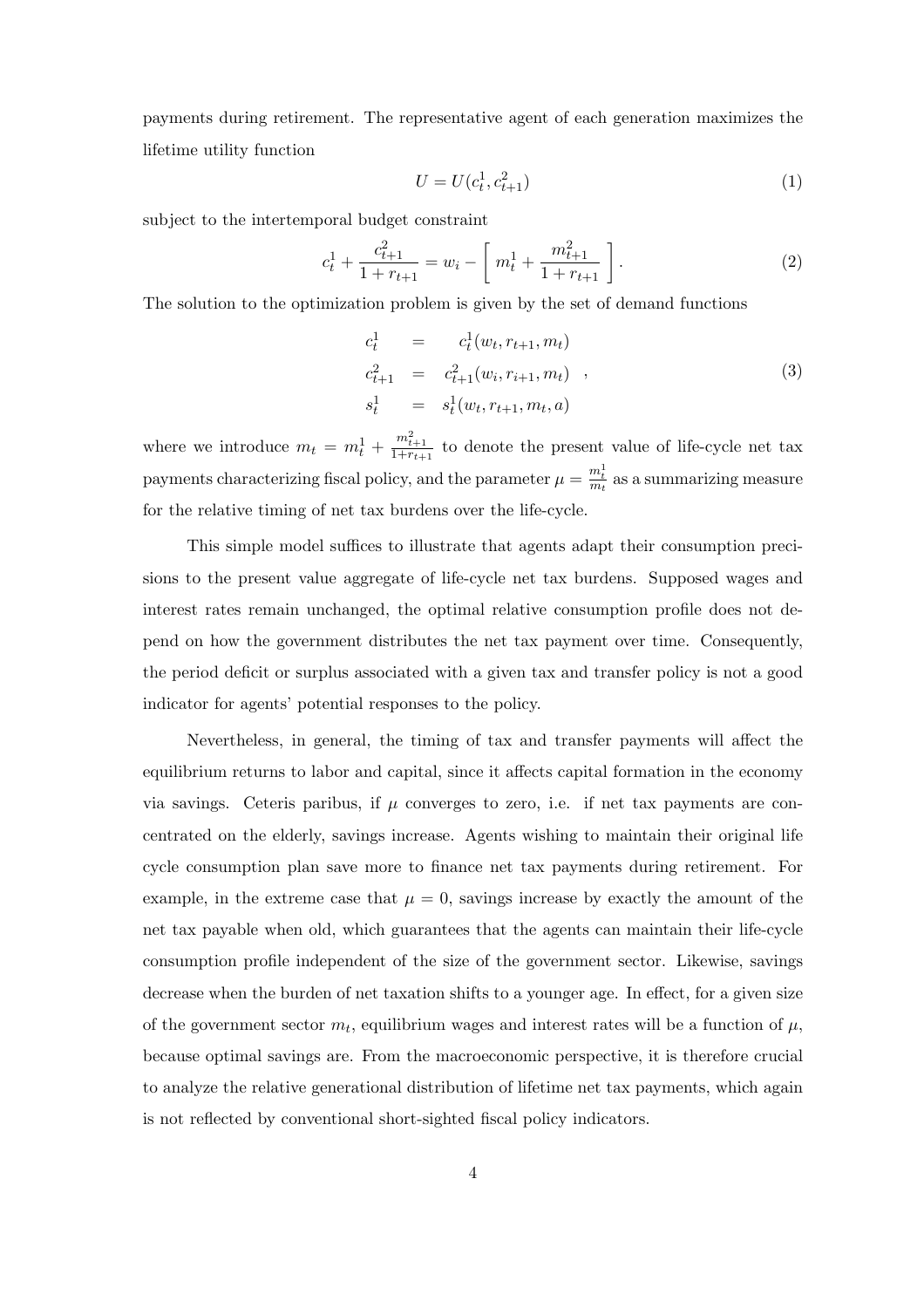payments during retirement. The representative agent of each generation maximizes the lifetime utility function

$$U = U(c_t^1, c_{t+1}^2) \tag{1}$$

subject to the intertemporal budget constraint

$$c_t^1 + \frac{c_{t+1}^2}{1+r_{t+1}} = w_i - \left[ \ m_t^1 + \frac{m_{t+1}^2}{1+r_{t+1}} \ \right]. \tag{2}$$

The solution to the optimization problem is given by the set of demand functions

$$\begin{aligned} c_t^1 &= c_t^1(w_t, r_{t+1}, m_t) \\ c_{t+1}^2 &= c_{t+1}^2(w_i, r_{i+1}, m_t) \quad , \\ s_t^1 &= s_t^1(w_t, r_{t+1}, m_t, a) \end{aligned} \tag{3}$$

where we introduce $m_t = m_t^1 + \frac{m_{t+1}^2}{1+r_{t+1}}$ to denote the present value of life-cycle net tax payments characterizing fiscal policy, and the parameter $\mu = \frac{m_t^1}{m_t}$ as a summarizing measure for the relative timing of net tax burdens over the life-cycle.

This simple model suffices to illustrate that agents adapt their consumption precisions to the present value aggregate of life-cycle net tax burdens. Supposed wages and interest rates remain unchanged, the optimal relative consumption profile does not depend on how the government distributes the net tax payment over time. Consequently, the period deficit or surplus associated with a given tax and transfer policy is not a good indicator for agents' potential responses to the policy.

Nevertheless, in general, the timing of tax and transfer payments will affect the equilibrium returns to labor and capital, since it affects capital formation in the economy via savings. Ceteris paribus, if $\mu$ converges to zero, i.e. if net tax payments are concentrated on the elderly, savings increase. Agents wishing to maintain their original life cycle consumption plan save more to finance net tax payments during retirement. For example, in the extreme case that $\mu = 0$, savings increase by exactly the amount of the net tax payable when old, which guarantees that the agents can maintain their life-cycle consumption profile independent of the size of the government sector. Likewise, savings decrease when the burden of net taxation shifts to a younger age. In effect, for a given size of the government sector $m_t$, equilibrium wages and interest rates will be a function of $\mu$, because optimal savings are. From the macroeconomic perspective, it is therefore crucial to analyze the relative generational distribution of lifetime net tax payments, which again is not reflected by conventional short-sighted fiscal policy indicators.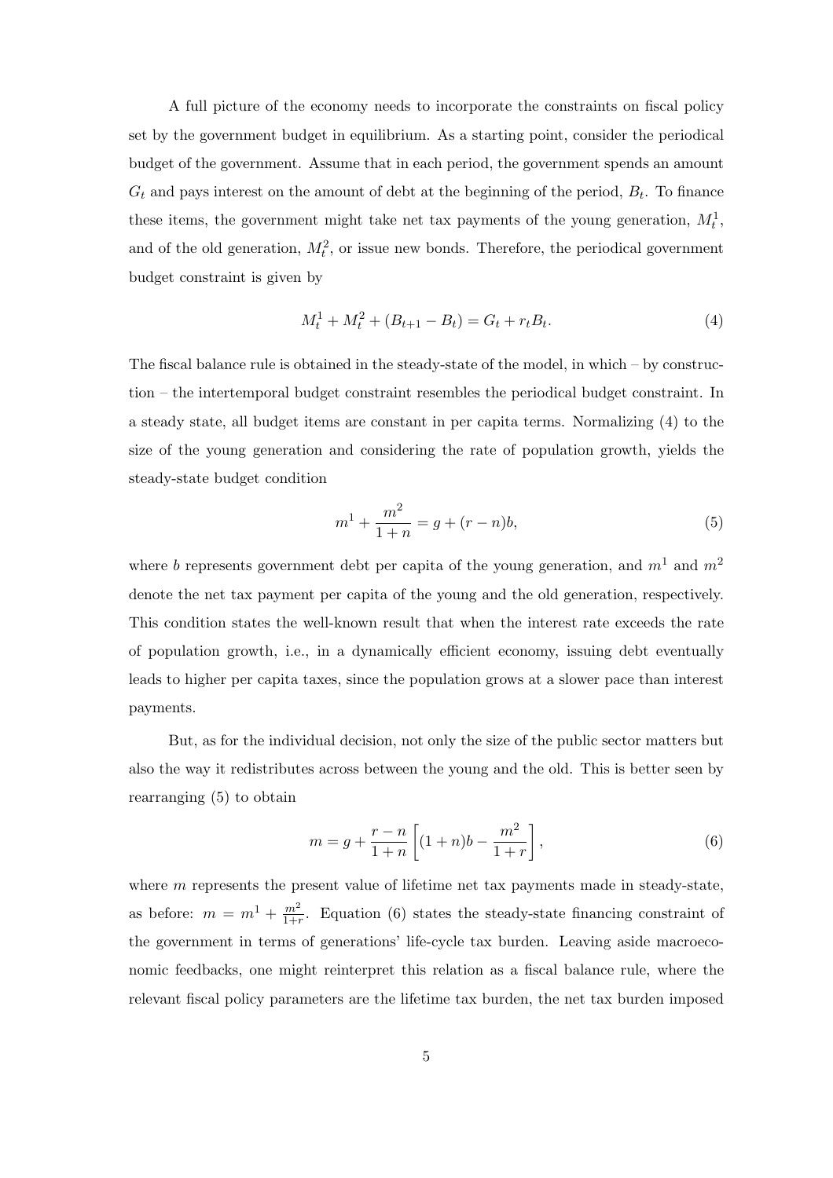A full picture of the economy needs to incorporate the constraints on fiscal policy set by the government budget in equilibrium. As a starting point, consider the periodical budget of the government. Assume that in each period, the government spends an amount $G_t$ and pays interest on the amount of debt at the beginning of the period, $B_t$. To finance these items, the government might take net tax payments of the young generation, $M_t^1$, and of the old generation, $M_t^2$, or issue new bonds. Therefore, the periodical government budget constraint is given by

$$M_t^1 + M_t^2 + (B_{t+1} - B_t) = G_t + r_t B_t. \tag{4}$$

The fiscal balance rule is obtained in the steady-state of the model, in which – by construction – the intertemporal budget constraint resembles the periodical budget constraint. In a steady state, all budget items are constant in per capita terms. Normalizing (4) to the size of the young generation and considering the rate of population growth, yields the steady-state budget condition

$$m^1 + \frac{m^2}{1+n} = g + (r-n)b, \tag{5}$$

where $b$ represents government debt per capita of the young generation, and $m^1$ and $m^2$ denote the net tax payment per capita of the young and the old generation, respectively. This condition states the well-known result that when the interest rate exceeds the rate of population growth, i.e., in a dynamically efficient economy, issuing debt eventually leads to higher per capita taxes, since the population grows at a slower pace than interest payments.

But, as for the individual decision, not only the size of the public sector matters but also the way it redistributes across between the young and the old. This is better seen by rearranging (5) to obtain

$$m = g + \frac{r-n}{1+n}\left[(1+n)b - \frac{m^2}{1+r}\right], \tag{6}$$

where $m$ represents the present value of lifetime net tax payments made in steady-state, as before: $m = m^1 + \frac{m^2}{1+r}$. Equation (6) states the steady-state financing constraint of the government in terms of generations' life-cycle tax burden. Leaving aside macroeconomic feedbacks, one might reinterpret this relation as a fiscal balance rule, where the relevant fiscal policy parameters are the lifetime tax burden, the net tax burden imposed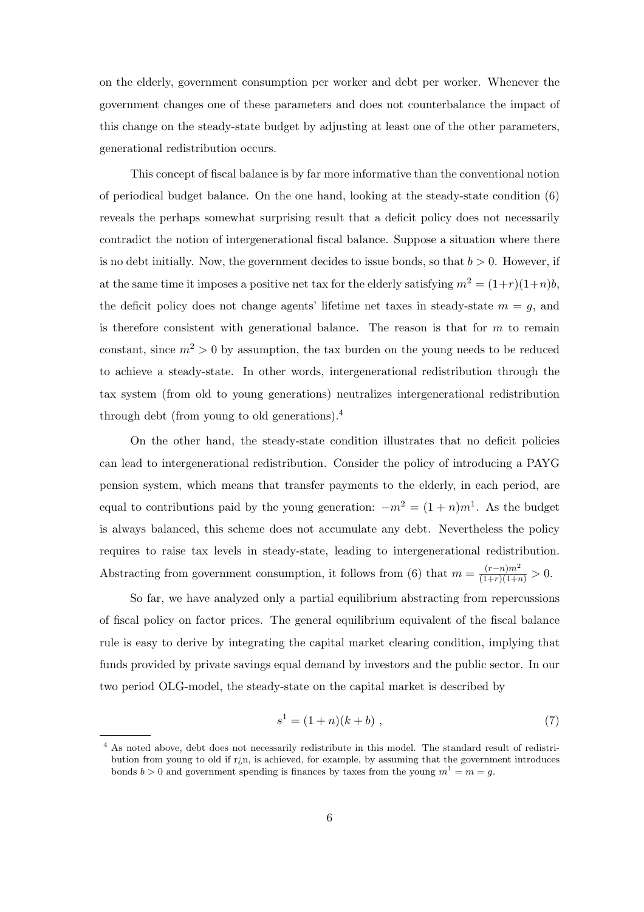on the elderly, government consumption per worker and debt per worker. Whenever the government changes one of these parameters and does not counterbalance the impact of this change on the steady-state budget by adjusting at least one of the other parameters, generational redistribution occurs.

This concept of fiscal balance is by far more informative than the conventional notion of periodical budget balance. On the one hand, looking at the steady-state condition (6) reveals the perhaps somewhat surprising result that a deficit policy does not necessarily contradict the notion of intergenerational fiscal balance. Suppose a situation where there is no debt initially. Now, the government decides to issue bonds, so that $b > 0$. However, if at the same time it imposes a positive net tax for the elderly satisfying $m^2 = (1+r)(1+n)b$, the deficit policy does not change agents' lifetime net taxes in steady-state $m = g$, and is therefore consistent with generational balance. The reason is that for $m$ to remain constant, since $m^2 > 0$ by assumption, the tax burden on the young needs to be reduced to achieve a steady-state. In other words, intergenerational redistribution through the tax system (from old to young generations) neutralizes intergenerational redistribution through debt (from young to old generations).[4]

On the other hand, the steady-state condition illustrates that no deficit policies can lead to intergenerational redistribution. Consider the policy of introducing a PAYG pension system, which means that transfer payments to the elderly, in each period, are equal to contributions paid by the young generation: $-m^2 = (1+n)m^1$. As the budget is always balanced, this scheme does not accumulate any debt. Nevertheless the policy requires to raise tax levels in steady-state, leading to intergenerational redistribution. Abstracting from government consumption, it follows from (6) that $m = \frac{(r-n)m^2}{(1+r)(1+n)} > 0$.

So far, we have analyzed only a partial equilibrium abstracting from repercussions of fiscal policy on factor prices. The general equilibrium equivalent of the fiscal balance rule is easy to derive by integrating the capital market clearing condition, implying that funds provided by private savings equal demand by investors and the public sector. In our two period OLG-model, the steady-state on the capital market is described by

$$s^1 = (1+n)(k+b) \ , \tag{7}$$

[4] As noted above, debt does not necessarily redistribute in this model. The standard result of redistribution from young to old if r¿n, is achieved, for example, by assuming that the government introduces bonds $b > 0$ and government spending is finances by taxes from the young $m^1 = m = g$.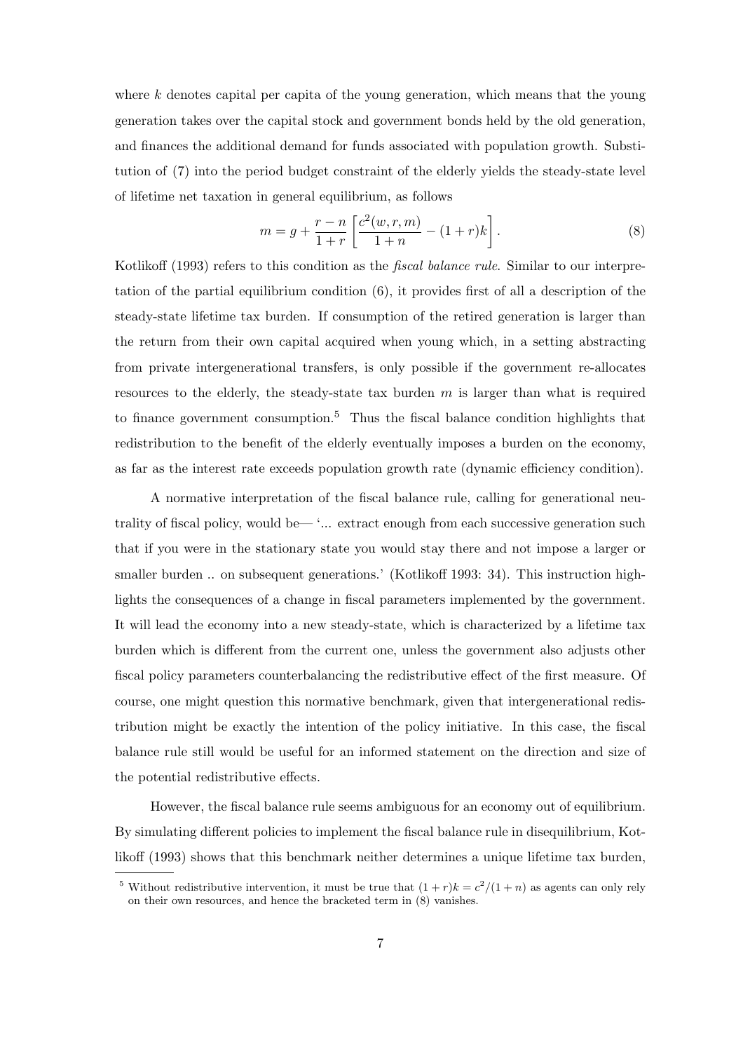where $k$ denotes capital per capita of the young generation, which means that the young generation takes over the capital stock and government bonds held by the old generation, and finances the additional demand for funds associated with population growth. Substitution of (7) into the period budget constraint of the elderly yields the steady-state level of lifetime net taxation in general equilibrium, as follows

$$m = g + \frac{r-n}{1+r}\left[\frac{c^2(w,r,m)}{1+n} - (1+r)k\right]. \tag{8}$$

Kotlikoff (1993) refers to this condition as the *fiscal balance rule*. Similar to our interpretation of the partial equilibrium condition (6), it provides first of all a description of the steady-state lifetime tax burden. If consumption of the retired generation is larger than the return from their own capital acquired when young which, in a setting abstracting from private intergenerational transfers, is only possible if the government re-allocates resources to the elderly, the steady-state tax burden $m$ is larger than what is required to finance government consumption.[5] Thus the fiscal balance condition highlights that redistribution to the benefit of the elderly eventually imposes a burden on the economy, as far as the interest rate exceeds population growth rate (dynamic efficiency condition).

A normative interpretation of the fiscal balance rule, calling for generational neutrality of fiscal policy, would be— '... extract enough from each successive generation such that if you were in the stationary state you would stay there and not impose a larger or smaller burden .. on subsequent generations.' (Kotlikoff 1993: 34). This instruction highlights the consequences of a change in fiscal parameters implemented by the government. It will lead the economy into a new steady-state, which is characterized by a lifetime tax burden which is different from the current one, unless the government also adjusts other fiscal policy parameters counterbalancing the redistributive effect of the first measure. Of course, one might question this normative benchmark, given that intergenerational redistribution might be exactly the intention of the policy initiative. In this case, the fiscal balance rule still would be useful for an informed statement on the direction and size of the potential redistributive effects.

However, the fiscal balance rule seems ambiguous for an economy out of equilibrium. By simulating different policies to implement the fiscal balance rule in disequilibrium, Kotlikoff (1993) shows that this benchmark neither determines a unique lifetime tax burden,

[5] Without redistributive intervention, it must be true that $(1+r)k = c^2/(1+n)$ as agents can only rely on their own resources, and hence the bracketed term in (8) vanishes.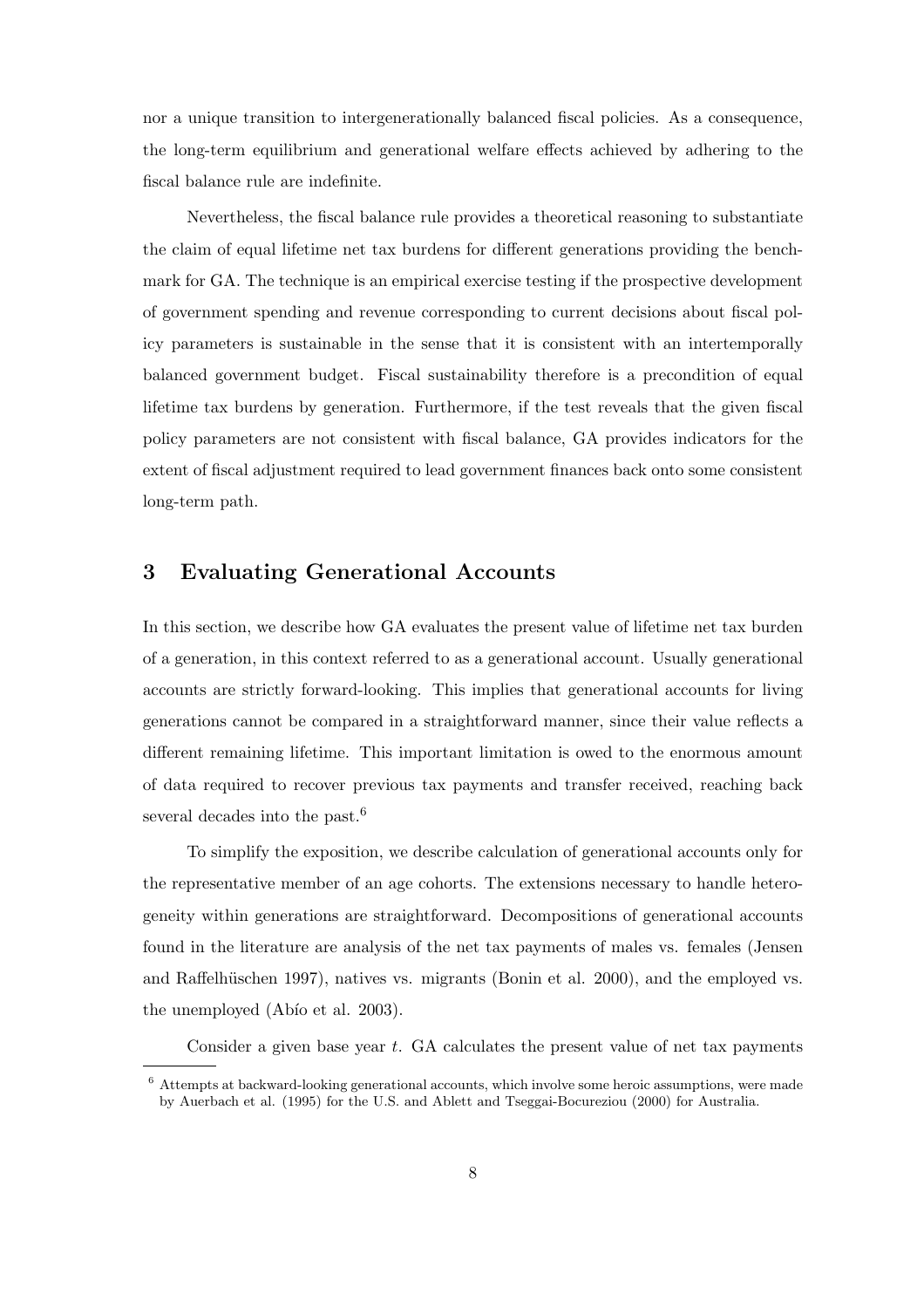nor a unique transition to intergenerationally balanced fiscal policies. As a consequence, the long-term equilibrium and generational welfare effects achieved by adhering to the fiscal balance rule are indefinite.

Nevertheless, the fiscal balance rule provides a theoretical reasoning to substantiate the claim of equal lifetime net tax burdens for different generations providing the benchmark for GA. The technique is an empirical exercise testing if the prospective development of government spending and revenue corresponding to current decisions about fiscal policy parameters is sustainable in the sense that it is consistent with an intertemporally balanced government budget. Fiscal sustainability therefore is a precondition of equal lifetime tax burdens by generation. Furthermore, if the test reveals that the given fiscal policy parameters are not consistent with fiscal balance, GA provides indicators for the extent of fiscal adjustment required to lead government finances back onto some consistent long-term path.

## 3 Evaluating Generational Accounts

In this section, we describe how GA evaluates the present value of lifetime net tax burden of a generation, in this context referred to as a generational account. Usually generational accounts are strictly forward-looking. This implies that generational accounts for living generations cannot be compared in a straightforward manner, since their value reflects a different remaining lifetime. This important limitation is owed to the enormous amount of data required to recover previous tax payments and transfer received, reaching back several decades into the past.[6]

To simplify the exposition, we describe calculation of generational accounts only for the representative member of an age cohorts. The extensions necessary to handle heterogeneity within generations are straightforward. Decompositions of generational accounts found in the literature are analysis of the net tax payments of males vs. females (Jensen and Raffelhüschen 1997), natives vs. migrants (Bonin et al. 2000), and the employed vs. the unemployed (Abío et al. 2003).

Consider a given base year $t$. GA calculates the present value of net tax payments

[6] Attempts at backward-looking generational accounts, which involve some heroic assumptions, were made by Auerbach et al. (1995) for the U.S. and Ablett and Tseggai-Bocureziou (2000) for Australia.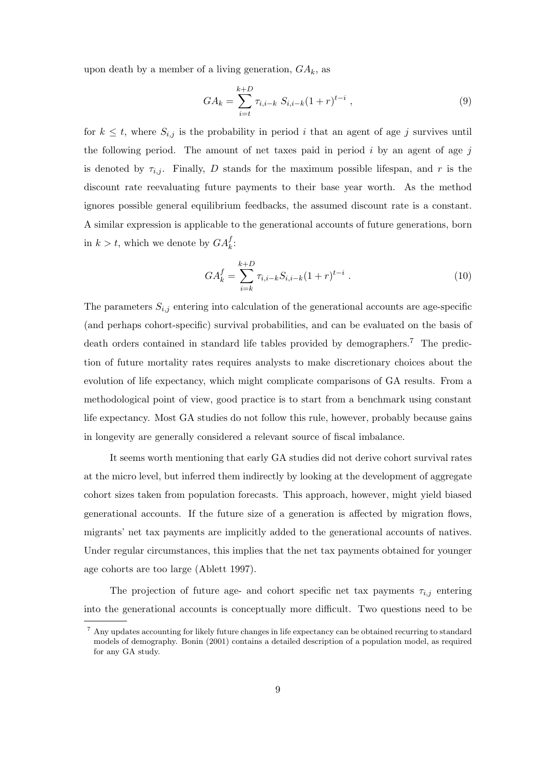upon death by a member of a living generation, $GA_k$, as

$$GA_k = \sum_{i=t}^{k+D} \tau_{i,i-k} \; S_{i,i-k}(1+r)^{t-i} \; , \tag{9}$$

for $k \leq t$, where $S_{i,j}$ is the probability in period $i$ that an agent of age $j$ survives until the following period. The amount of net taxes paid in period $i$ by an agent of age $j$ is denoted by $\tau_{i,j}$. Finally, $D$ stands for the maximum possible lifespan, and $r$ is the discount rate reevaluating future payments to their base year worth. As the method ignores possible general equilibrium feedbacks, the assumed discount rate is a constant. A similar expression is applicable to the generational accounts of future generations, born in $k > t$, which we denote by $GA_k^f$:

$$GA_k^f = \sum_{i=k}^{k+D} \tau_{i,i-k} S_{i,i-k}(1+r)^{t-i} \; . \tag{10}$$

The parameters $S_{i,j}$ entering into calculation of the generational accounts are age-specific (and perhaps cohort-specific) survival probabilities, and can be evaluated on the basis of death orders contained in standard life tables provided by demographers.[7] The prediction of future mortality rates requires analysts to make discretionary choices about the evolution of life expectancy, which might complicate comparisons of GA results. From a methodological point of view, good practice is to start from a benchmark using constant life expectancy. Most GA studies do not follow this rule, however, probably because gains in longevity are generally considered a relevant source of fiscal imbalance.

It seems worth mentioning that early GA studies did not derive cohort survival rates at the micro level, but inferred them indirectly by looking at the development of aggregate cohort sizes taken from population forecasts. This approach, however, might yield biased generational accounts. If the future size of a generation is affected by migration flows, migrants' net tax payments are implicitly added to the generational accounts of natives. Under regular circumstances, this implies that the net tax payments obtained for younger age cohorts are too large (Ablett 1997).

The projection of future age- and cohort specific net tax payments $\tau_{i,j}$ entering into the generational accounts is conceptually more difficult. Two questions need to be

[7] Any updates accounting for likely future changes in life expectancy can be obtained recurring to standard models of demography. Bonin (2001) contains a detailed description of a population model, as required for any GA study.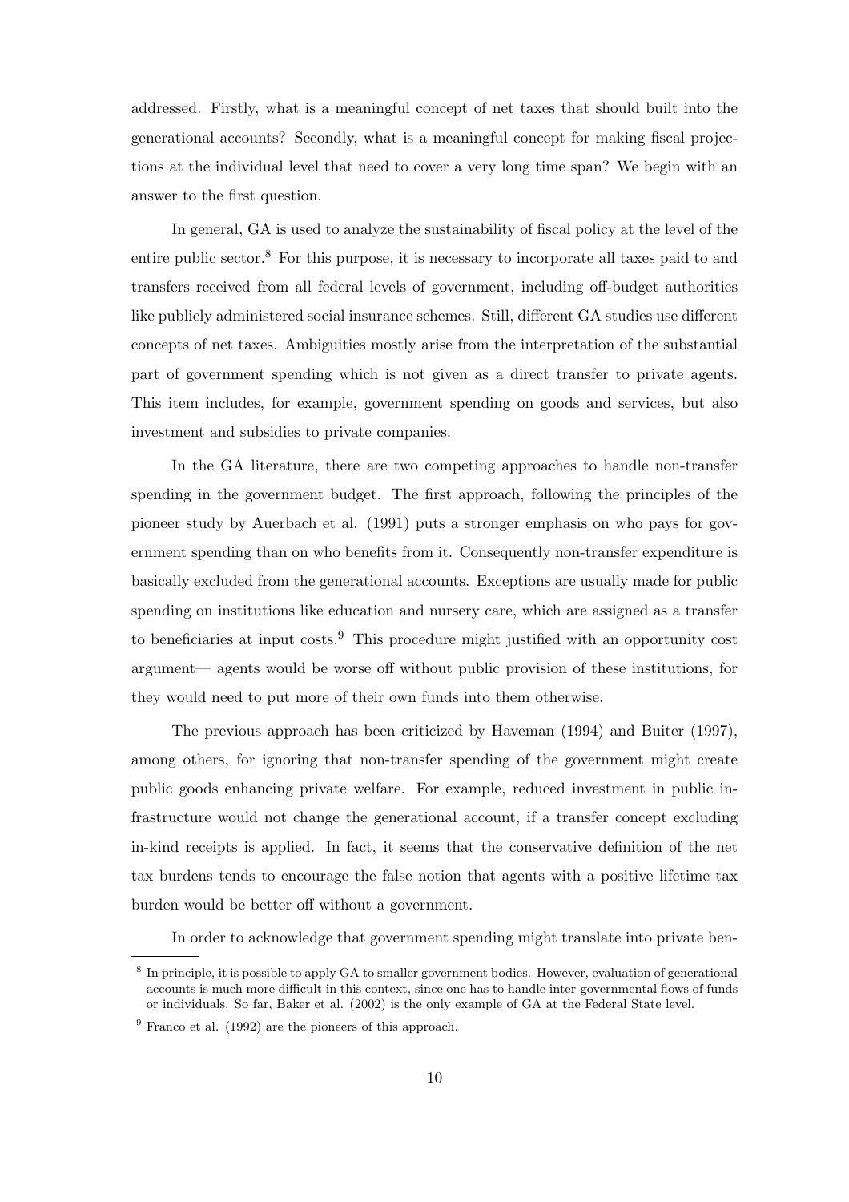addressed. Firstly, what is a meaningful concept of net taxes that should built into the generational accounts? Secondly, what is a meaningful concept for making fiscal projections at the individual level that need to cover a very long time span? We begin with an answer to the first question.

In general, GA is used to analyze the sustainability of fiscal policy at the level of the entire public sector.[8] For this purpose, it is necessary to incorporate all taxes paid to and transfers received from all federal levels of government, including off-budget authorities like publicly administered social insurance schemes. Still, different GA studies use different concepts of net taxes. Ambiguities mostly arise from the interpretation of the substantial part of government spending which is not given as a direct transfer to private agents. This item includes, for example, government spending on goods and services, but also investment and subsidies to private companies.

In the GA literature, there are two competing approaches to handle non-transfer spending in the government budget. The first approach, following the principles of the pioneer study by Auerbach et al. (1991) puts a stronger emphasis on who pays for government spending than on who benefits from it. Consequently non-transfer expenditure is basically excluded from the generational accounts. Exceptions are usually made for public spending on institutions like education and nursery care, which are assigned as a transfer to beneficiaries at input costs.[9] This procedure might justified with an opportunity cost argument— agents would be worse off without public provision of these institutions, for they would need to put more of their own funds into them otherwise.

The previous approach has been criticized by Haveman (1994) and Buiter (1997), among others, for ignoring that non-transfer spending of the government might create public goods enhancing private welfare. For example, reduced investment in public infrastructure would not change the generational account, if a transfer concept excluding in-kind receipts is applied. In fact, it seems that the conservative definition of the net tax burdens tends to encourage the false notion that agents with a positive lifetime tax burden would be better off without a government.

In order to acknowledge that government spending might translate into private ben-

[8] In principle, it is possible to apply GA to smaller government bodies. However, evaluation of generational accounts is much more difficult in this context, since one has to handle inter-governmental flows of funds or individuals. So far, Baker et al. (2002) is the only example of GA at the Federal State level.

[9] Franco et al. (1992) are the pioneers of this approach.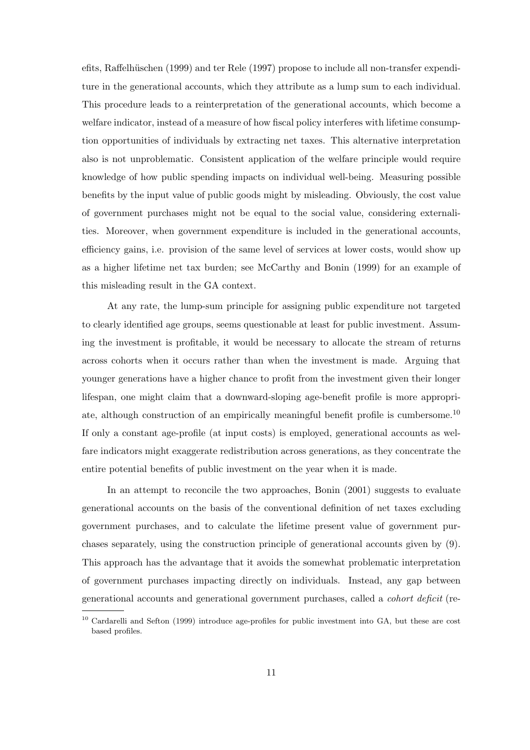efits, Raffelhüschen (1999) and ter Rele (1997) propose to include all non-transfer expenditure in the generational accounts, which they attribute as a lump sum to each individual. This procedure leads to a reinterpretation of the generational accounts, which become a welfare indicator, instead of a measure of how fiscal policy interferes with lifetime consumption opportunities of individuals by extracting net taxes. This alternative interpretation also is not unproblematic. Consistent application of the welfare principle would require knowledge of how public spending impacts on individual well-being. Measuring possible benefits by the input value of public goods might by misleading. Obviously, the cost value of government purchases might not be equal to the social value, considering externalities. Moreover, when government expenditure is included in the generational accounts, efficiency gains, i.e. provision of the same level of services at lower costs, would show up as a higher lifetime net tax burden; see McCarthy and Bonin (1999) for an example of this misleading result in the GA context.

At any rate, the lump-sum principle for assigning public expenditure not targeted to clearly identified age groups, seems questionable at least for public investment. Assuming the investment is profitable, it would be necessary to allocate the stream of returns across cohorts when it occurs rather than when the investment is made. Arguing that younger generations have a higher chance to profit from the investment given their longer lifespan, one might claim that a downward-sloping age-benefit profile is more appropriate, although construction of an empirically meaningful benefit profile is cumbersome.[10] If only a constant age-profile (at input costs) is employed, generational accounts as welfare indicators might exaggerate redistribution across generations, as they concentrate the entire potential benefits of public investment on the year when it is made.

In an attempt to reconcile the two approaches, Bonin (2001) suggests to evaluate generational accounts on the basis of the conventional definition of net taxes excluding government purchases, and to calculate the lifetime present value of government purchases separately, using the construction principle of generational accounts given by (9). This approach has the advantage that it avoids the somewhat problematic interpretation of government purchases impacting directly on individuals. Instead, any gap between generational accounts and generational government purchases, called a *cohort deficit* (re-

[10] Cardarelli and Sefton (1999) introduce age-profiles for public investment into GA, but these are cost based profiles.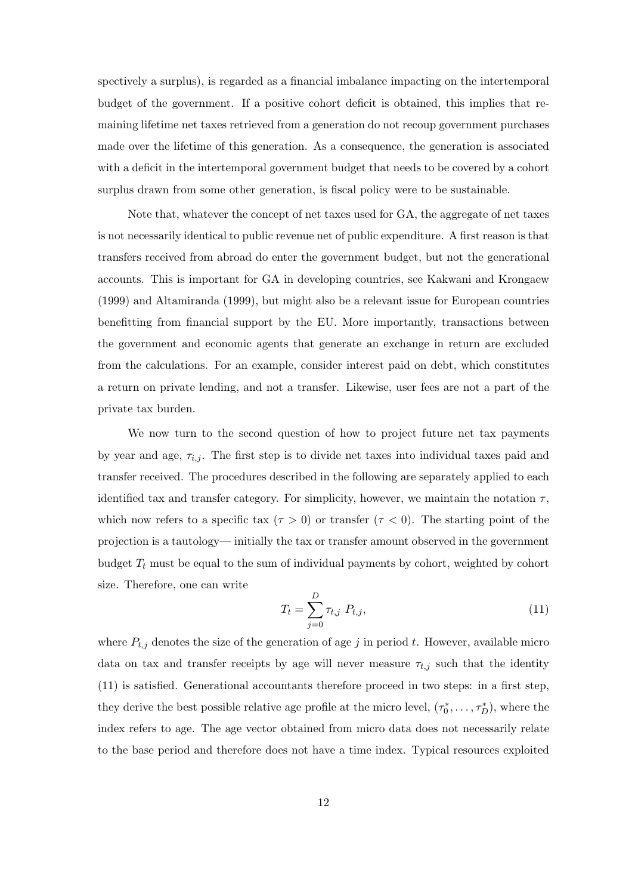spectively a surplus), is regarded as a financial imbalance impacting on the intertemporal budget of the government. If a positive cohort deficit is obtained, this implies that remaining lifetime net taxes retrieved from a generation do not recoup government purchases made over the lifetime of this generation. As a consequence, the generation is associated with a deficit in the intertemporal government budget that needs to be covered by a cohort surplus drawn from some other generation, is fiscal policy were to be sustainable.

Note that, whatever the concept of net taxes used for GA, the aggregate of net taxes is not necessarily identical to public revenue net of public expenditure. A first reason is that transfers received from abroad do enter the government budget, but not the generational accounts. This is important for GA in developing countries, see Kakwani and Krongaew (1999) and Altamiranda (1999), but might also be a relevant issue for European countries benefitting from financial support by the EU. More importantly, transactions between the government and economic agents that generate an exchange in return are excluded from the calculations. For an example, consider interest paid on debt, which constitutes a return on private lending, and not a transfer. Likewise, user fees are not a part of the private tax burden.

We now turn to the second question of how to project future net tax payments by year and age, $\tau_{i,j}$. The first step is to divide net taxes into individual taxes paid and transfer received. The procedures described in the following are separately applied to each identified tax and transfer category. For simplicity, however, we maintain the notation $\tau$, which now refers to a specific tax ($\tau > 0$) or transfer ($\tau < 0$). The starting point of the projection is a tautology— initially the tax or transfer amount observed in the government budget $T_t$ must be equal to the sum of individual payments by cohort, weighted by cohort size. Therefore, one can write

$$T_t = \sum_{j=0}^{D} \tau_{t,j} \; P_{t,j}, \tag{11}$$

where $P_{t,j}$ denotes the size of the generation of age $j$ in period $t$. However, available micro data on tax and transfer receipts by age will never measure $\tau_{t,j}$ such that the identity (11) is satisfied. Generational accountants therefore proceed in two steps: in a first step, they derive the best possible relative age profile at the micro level, $(\tau_0^*, \ldots, \tau_D^*)$, where the index refers to age. The age vector obtained from micro data does not necessarily relate to the base period and therefore does not have a time index. Typical resources exploited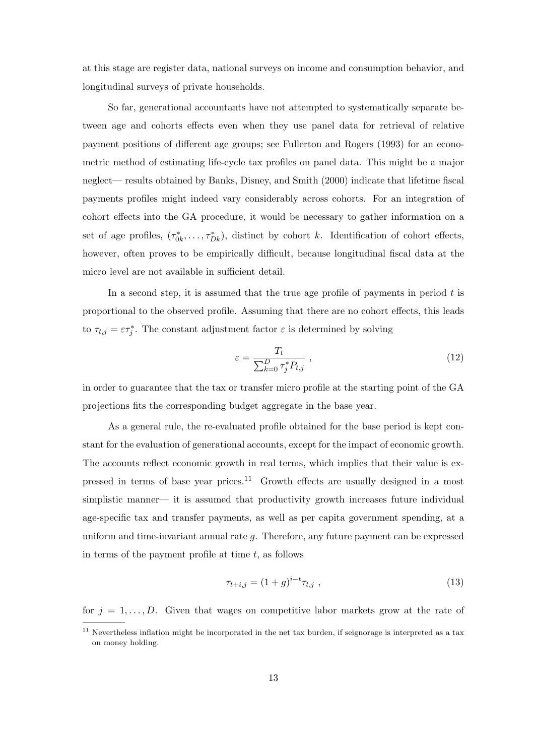at this stage are register data, national surveys on income and consumption behavior, and longitudinal surveys of private households.

So far, generational accountants have not attempted to systematically separate between age and cohorts effects even when they use panel data for retrieval of relative payment positions of different age groups; see Fullerton and Rogers (1993) for an econometric method of estimating life-cycle tax profiles on panel data. This might be a major neglect— results obtained by Banks, Disney, and Smith (2000) indicate that lifetime fiscal payments profiles might indeed vary considerably across cohorts. For an integration of cohort effects into the GA procedure, it would be necessary to gather information on a set of age profiles, $(\tau^*_{0k}, \ldots, \tau^*_{Dk})$, distinct by cohort $k$. Identification of cohort effects, however, often proves to be empirically difficult, because longitudinal fiscal data at the micro level are not available in sufficient detail.

In a second step, it is assumed that the true age profile of payments in period $t$ is proportional to the observed profile. Assuming that there are no cohort effects, this leads to $\tau_{t,j} = \varepsilon \tau^*_j$. The constant adjustment factor $\varepsilon$ is determined by solving

$$\varepsilon = \frac{T_t}{\sum_{k=0}^{D} \tau^*_j P_{t,j}} \ , \tag{12}$$

in order to guarantee that the tax or transfer micro profile at the starting point of the GA projections fits the corresponding budget aggregate in the base year.

As a general rule, the re-evaluated profile obtained for the base period is kept constant for the evaluation of generational accounts, except for the impact of economic growth. The accounts reflect economic growth in real terms, which implies that their value is expressed in terms of base year prices.[11] Growth effects are usually designed in a most simplistic manner— it is assumed that productivity growth increases future individual age-specific tax and transfer payments, as well as per capita government spending, at a uniform and time-invariant annual rate $g$. Therefore, any future payment can be expressed in terms of the payment profile at time $t$, as follows

$$\tau_{t+i,j} = (1+g)^{i-t} \tau_{t,j} \ , \tag{13}$$

for $j = 1, \ldots, D$. Given that wages on competitive labor markets grow at the rate of

[11] Nevertheless inflation might be incorporated in the net tax burden, if seignorage is interpreted as a tax on money holding.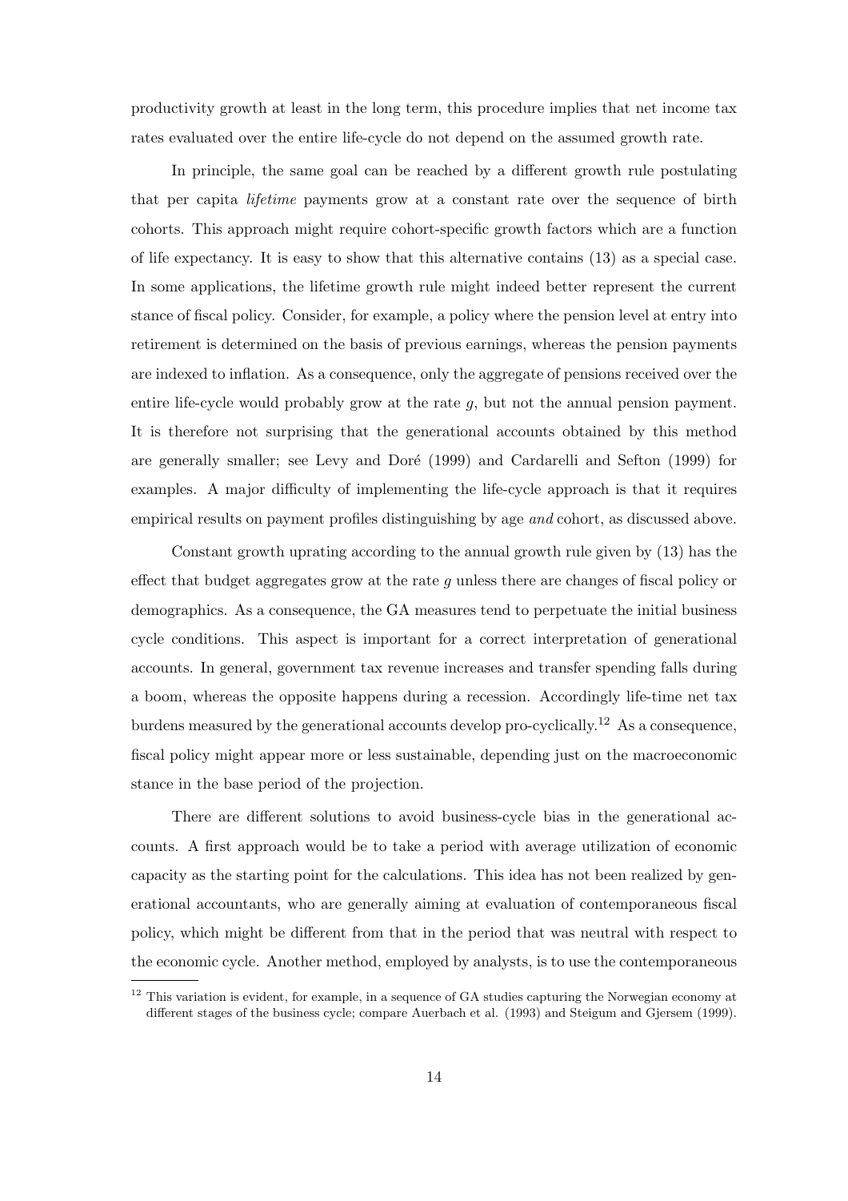productivity growth at least in the long term, this procedure implies that net income tax rates evaluated over the entire life-cycle do not depend on the assumed growth rate.

In principle, the same goal can be reached by a different growth rule postulating that per capita *lifetime* payments grow at a constant rate over the sequence of birth cohorts. This approach might require cohort-specific growth factors which are a function of life expectancy. It is easy to show that this alternative contains (13) as a special case. In some applications, the lifetime growth rule might indeed better represent the current stance of fiscal policy. Consider, for example, a policy where the pension level at entry into retirement is determined on the basis of previous earnings, whereas the pension payments are indexed to inflation. As a consequence, only the aggregate of pensions received over the entire life-cycle would probably grow at the rate $g$, but not the annual pension payment. It is therefore not surprising that the generational accounts obtained by this method are generally smaller; see Levy and Doré (1999) and Cardarelli and Sefton (1999) for examples. A major difficulty of implementing the life-cycle approach is that it requires empirical results on payment profiles distinguishing by age *and* cohort, as discussed above.

Constant growth uprating according to the annual growth rule given by (13) has the effect that budget aggregates grow at the rate $g$ unless there are changes of fiscal policy or demographics. As a consequence, the GA measures tend to perpetuate the initial business cycle conditions. This aspect is important for a correct interpretation of generational accounts. In general, government tax revenue increases and transfer spending falls during a boom, whereas the opposite happens during a recession. Accordingly life-time net tax burdens measured by the generational accounts develop pro-cyclically.[12] As a consequence, fiscal policy might appear more or less sustainable, depending just on the macroeconomic stance in the base period of the projection.

There are different solutions to avoid business-cycle bias in the generational accounts. A first approach would be to take a period with average utilization of economic capacity as the starting point for the calculations. This idea has not been realized by generational accountants, who are generally aiming at evaluation of contemporaneous fiscal policy, which might be different from that in the period that was neutral with respect to the economic cycle. Another method, employed by analysts, is to use the contemporaneous

[12] This variation is evident, for example, in a sequence of GA studies capturing the Norwegian economy at different stages of the business cycle; compare Auerbach et al. (1993) and Steigum and Gjersem (1999).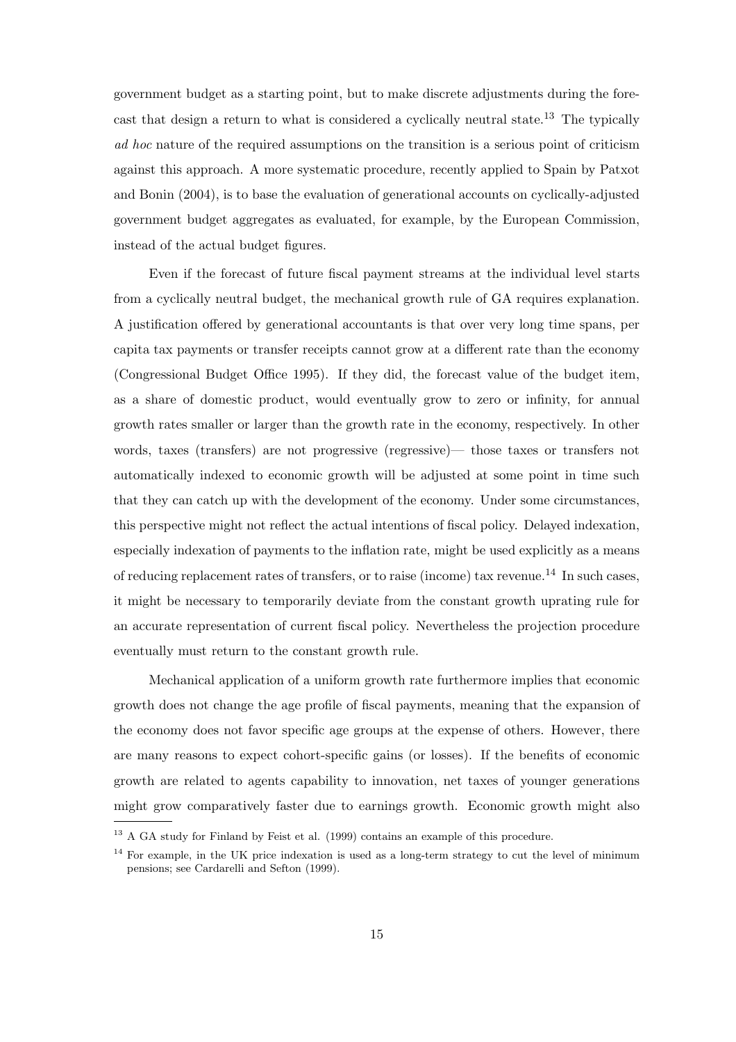government budget as a starting point, but to make discrete adjustments during the forecast that design a return to what is considered a cyclically neutral state.[13] The typically *ad hoc* nature of the required assumptions on the transition is a serious point of criticism against this approach. A more systematic procedure, recently applied to Spain by Patxot and Bonin (2004), is to base the evaluation of generational accounts on cyclically-adjusted government budget aggregates as evaluated, for example, by the European Commission, instead of the actual budget figures.

Even if the forecast of future fiscal payment streams at the individual level starts from a cyclically neutral budget, the mechanical growth rule of GA requires explanation. A justification offered by generational accountants is that over very long time spans, per capita tax payments or transfer receipts cannot grow at a different rate than the economy (Congressional Budget Office 1995). If they did, the forecast value of the budget item, as a share of domestic product, would eventually grow to zero or infinity, for annual growth rates smaller or larger than the growth rate in the economy, respectively. In other words, taxes (transfers) are not progressive (regressive)— those taxes or transfers not automatically indexed to economic growth will be adjusted at some point in time such that they can catch up with the development of the economy. Under some circumstances, this perspective might not reflect the actual intentions of fiscal policy. Delayed indexation, especially indexation of payments to the inflation rate, might be used explicitly as a means of reducing replacement rates of transfers, or to raise (income) tax revenue.[14] In such cases, it might be necessary to temporarily deviate from the constant growth uprating rule for an accurate representation of current fiscal policy. Nevertheless the projection procedure eventually must return to the constant growth rule.

Mechanical application of a uniform growth rate furthermore implies that economic growth does not change the age profile of fiscal payments, meaning that the expansion of the economy does not favor specific age groups at the expense of others. However, there are many reasons to expect cohort-specific gains (or losses). If the benefits of economic growth are related to agents capability to innovation, net taxes of younger generations might grow comparatively faster due to earnings growth. Economic growth might also

---

[13] A GA study for Finland by Feist et al. (1999) contains an example of this procedure.

[14] For example, in the UK price indexation is used as a long-term strategy to cut the level of minimum pensions; see Cardarelli and Sefton (1999).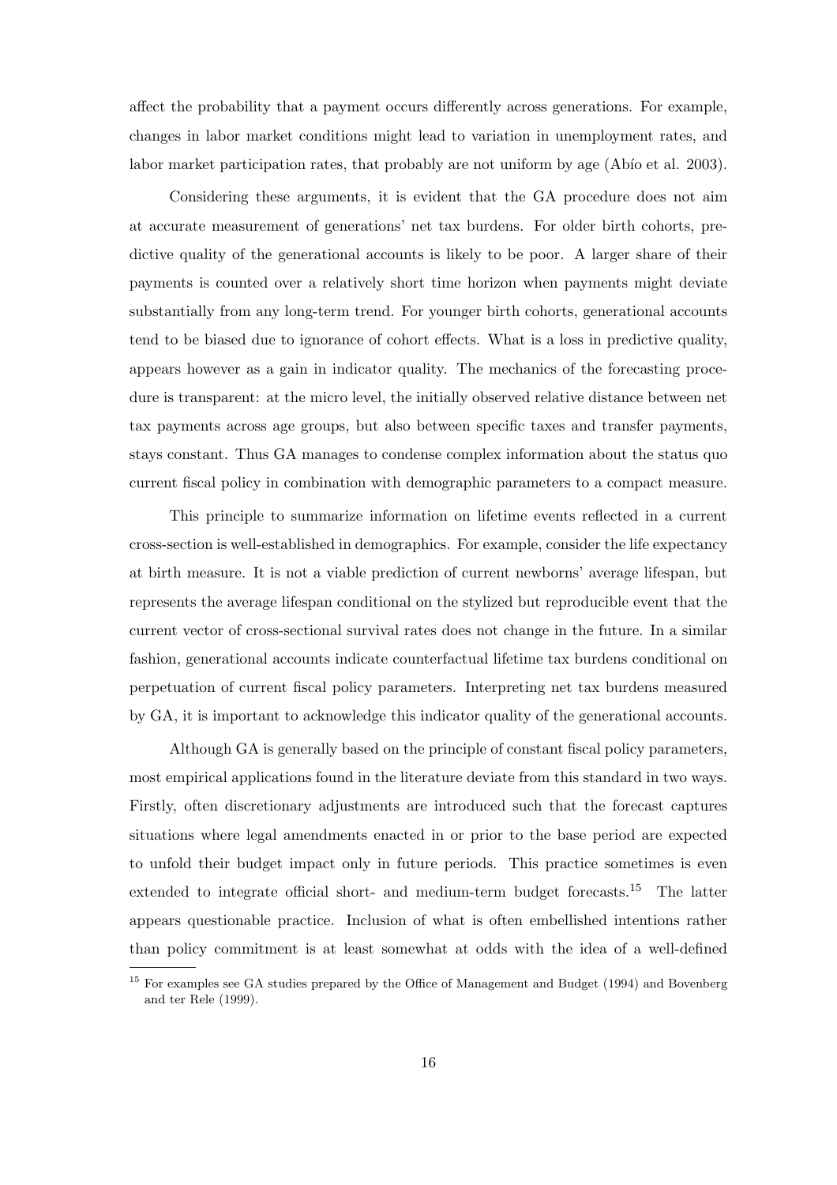affect the probability that a payment occurs differently across generations. For example, changes in labor market conditions might lead to variation in unemployment rates, and labor market participation rates, that probably are not uniform by age (Abío et al. 2003).

Considering these arguments, it is evident that the GA procedure does not aim at accurate measurement of generations' net tax burdens. For older birth cohorts, predictive quality of the generational accounts is likely to be poor. A larger share of their payments is counted over a relatively short time horizon when payments might deviate substantially from any long-term trend. For younger birth cohorts, generational accounts tend to be biased due to ignorance of cohort effects. What is a loss in predictive quality, appears however as a gain in indicator quality. The mechanics of the forecasting procedure is transparent: at the micro level, the initially observed relative distance between net tax payments across age groups, but also between specific taxes and transfer payments, stays constant. Thus GA manages to condense complex information about the status quo current fiscal policy in combination with demographic parameters to a compact measure.

This principle to summarize information on lifetime events reflected in a current cross-section is well-established in demographics. For example, consider the life expectancy at birth measure. It is not a viable prediction of current newborns' average lifespan, but represents the average lifespan conditional on the stylized but reproducible event that the current vector of cross-sectional survival rates does not change in the future. In a similar fashion, generational accounts indicate counterfactual lifetime tax burdens conditional on perpetuation of current fiscal policy parameters. Interpreting net tax burdens measured by GA, it is important to acknowledge this indicator quality of the generational accounts.

Although GA is generally based on the principle of constant fiscal policy parameters, most empirical applications found in the literature deviate from this standard in two ways. Firstly, often discretionary adjustments are introduced such that the forecast captures situations where legal amendments enacted in or prior to the base period are expected to unfold their budget impact only in future periods. This practice sometimes is even extended to integrate official short- and medium-term budget forecasts.[15] The latter appears questionable practice. Inclusion of what is often embellished intentions rather than policy commitment is at least somewhat at odds with the idea of a well-defined

[15] For examples see GA studies prepared by the Office of Management and Budget (1994) and Bovenberg and ter Rele (1999).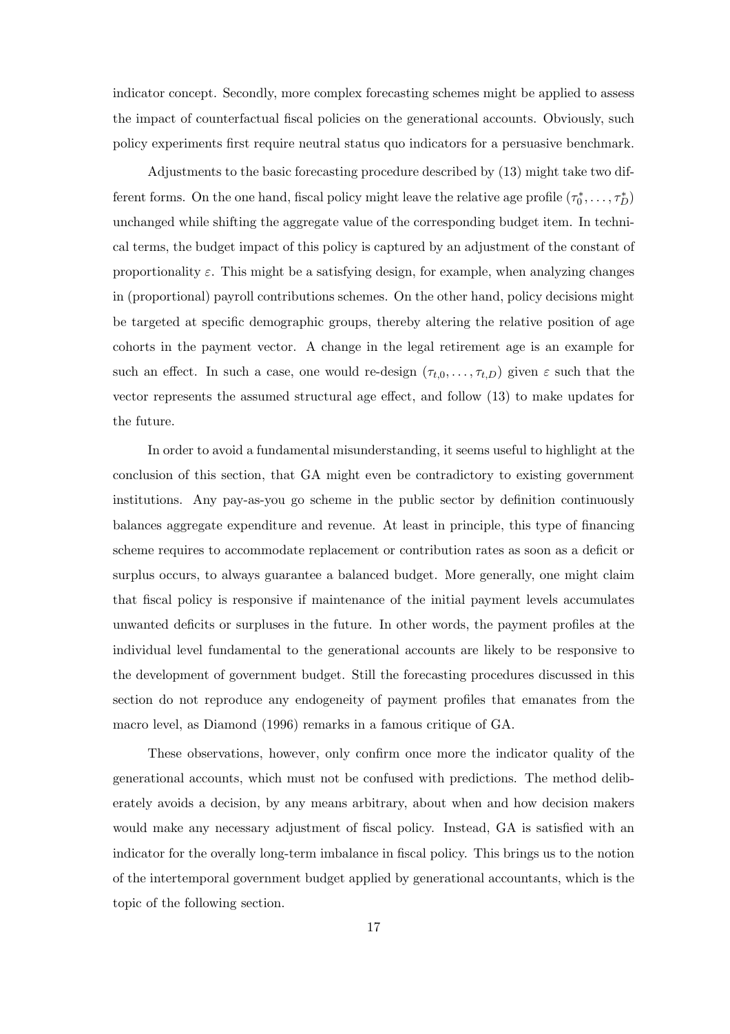indicator concept. Secondly, more complex forecasting schemes might be applied to assess the impact of counterfactual fiscal policies on the generational accounts. Obviously, such policy experiments first require neutral status quo indicators for a persuasive benchmark.

Adjustments to the basic forecasting procedure described by (13) might take two different forms. On the one hand, fiscal policy might leave the relative age profile $(\tau_0^*, \ldots, \tau_D^*)$ unchanged while shifting the aggregate value of the corresponding budget item. In technical terms, the budget impact of this policy is captured by an adjustment of the constant of proportionality $\varepsilon$. This might be a satisfying design, for example, when analyzing changes in (proportional) payroll contributions schemes. On the other hand, policy decisions might be targeted at specific demographic groups, thereby altering the relative position of age cohorts in the payment vector. A change in the legal retirement age is an example for such an effect. In such a case, one would re-design $(\tau_{t,0}, \ldots, \tau_{t,D})$ given $\varepsilon$ such that the vector represents the assumed structural age effect, and follow (13) to make updates for the future.

In order to avoid a fundamental misunderstanding, it seems useful to highlight at the conclusion of this section, that GA might even be contradictory to existing government institutions. Any pay-as-you go scheme in the public sector by definition continuously balances aggregate expenditure and revenue. At least in principle, this type of financing scheme requires to accommodate replacement or contribution rates as soon as a deficit or surplus occurs, to always guarantee a balanced budget. More generally, one might claim that fiscal policy is responsive if maintenance of the initial payment levels accumulates unwanted deficits or surpluses in the future. In other words, the payment profiles at the individual level fundamental to the generational accounts are likely to be responsive to the development of government budget. Still the forecasting procedures discussed in this section do not reproduce any endogeneity of payment profiles that emanates from the macro level, as Diamond (1996) remarks in a famous critique of GA.

These observations, however, only confirm once more the indicator quality of the generational accounts, which must not be confused with predictions. The method deliberately avoids a decision, by any means arbitrary, about when and how decision makers would make any necessary adjustment of fiscal policy. Instead, GA is satisfied with an indicator for the overally long-term imbalance in fiscal policy. This brings us to the notion of the intertemporal government budget applied by generational accountants, which is the topic of the following section.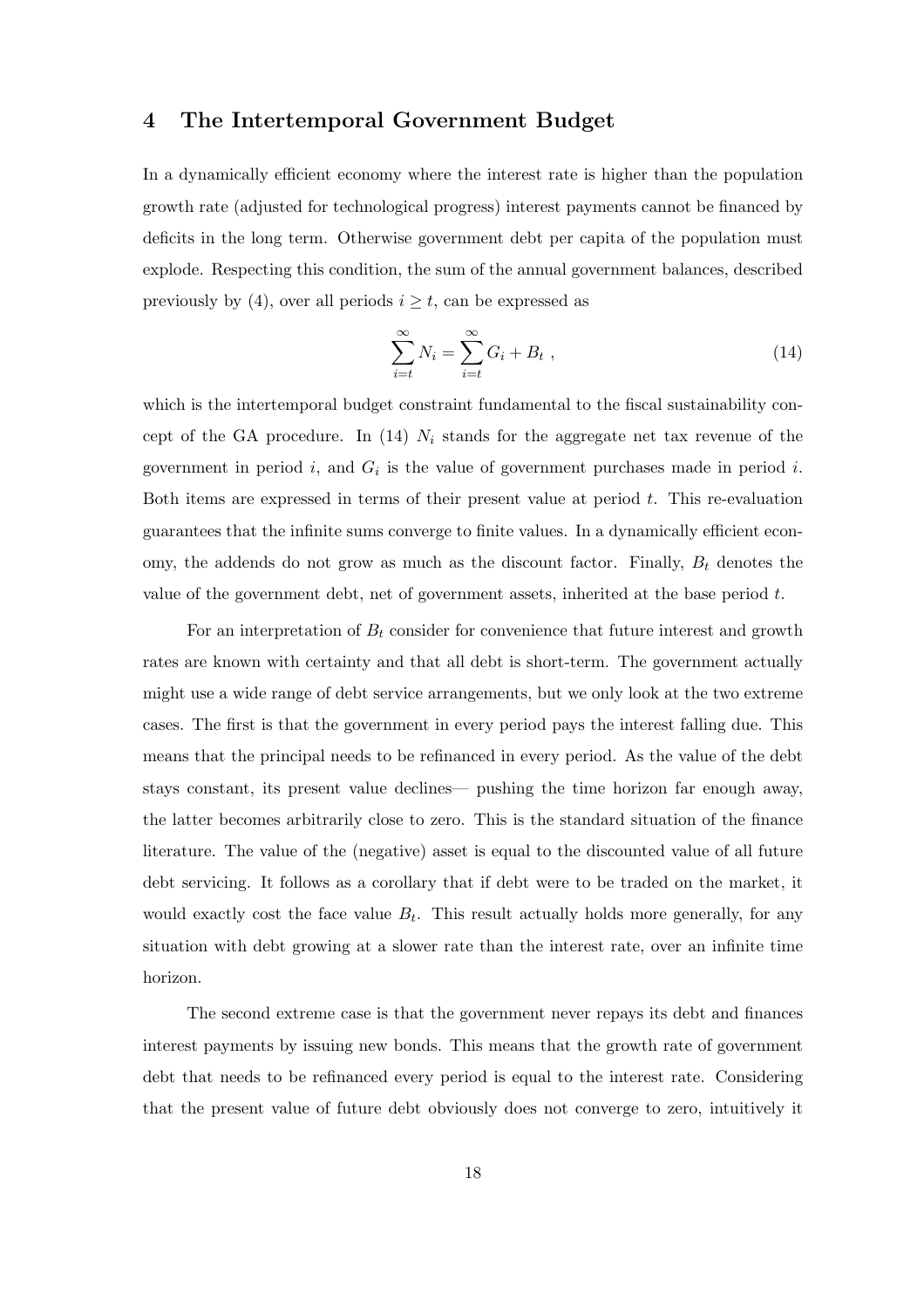## 4 The Intertemporal Government Budget

In a dynamically efficient economy where the interest rate is higher than the population growth rate (adjusted for technological progress) interest payments cannot be financed by deficits in the long term. Otherwise government debt per capita of the population must explode. Respecting this condition, the sum of the annual government balances, described previously by (4), over all periods $i \geq t$, can be expressed as

$$\sum_{i=t}^{\infty} N_i = \sum_{i=t}^{\infty} G_i + B_t \ , \tag{14}$$

which is the intertemporal budget constraint fundamental to the fiscal sustainability concept of the GA procedure. In (14) $N_i$ stands for the aggregate net tax revenue of the government in period $i$, and $G_i$ is the value of government purchases made in period $i$. Both items are expressed in terms of their present value at period $t$. This re-evaluation guarantees that the infinite sums converge to finite values. In a dynamically efficient economy, the addends do not grow as much as the discount factor. Finally, $B_t$ denotes the value of the government debt, net of government assets, inherited at the base period $t$.

For an interpretation of $B_t$ consider for convenience that future interest and growth rates are known with certainty and that all debt is short-term. The government actually might use a wide range of debt service arrangements, but we only look at the two extreme cases. The first is that the government in every period pays the interest falling due. This means that the principal needs to be refinanced in every period. As the value of the debt stays constant, its present value declines— pushing the time horizon far enough away, the latter becomes arbitrarily close to zero. This is the standard situation of the finance literature. The value of the (negative) asset is equal to the discounted value of all future debt servicing. It follows as a corollary that if debt were to be traded on the market, it would exactly cost the face value $B_t$. This result actually holds more generally, for any situation with debt growing at a slower rate than the interest rate, over an infinite time horizon.

The second extreme case is that the government never repays its debt and finances interest payments by issuing new bonds. This means that the growth rate of government debt that needs to be refinanced every period is equal to the interest rate. Considering that the present value of future debt obviously does not converge to zero, intuitively it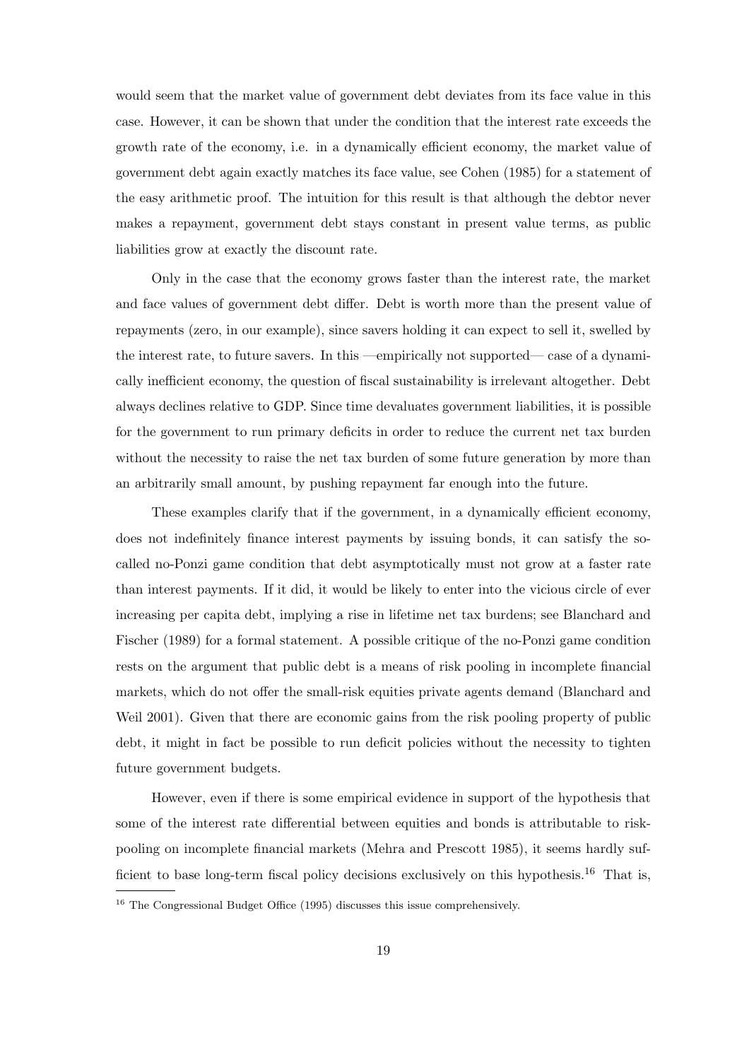would seem that the market value of government debt deviates from its face value in this case. However, it can be shown that under the condition that the interest rate exceeds the growth rate of the economy, i.e. in a dynamically efficient economy, the market value of government debt again exactly matches its face value, see Cohen (1985) for a statement of the easy arithmetic proof. The intuition for this result is that although the debtor never makes a repayment, government debt stays constant in present value terms, as public liabilities grow at exactly the discount rate.

Only in the case that the economy grows faster than the interest rate, the market and face values of government debt differ. Debt is worth more than the present value of repayments (zero, in our example), since savers holding it can expect to sell it, swelled by the interest rate, to future savers. In this —empirically not supported— case of a dynamically inefficient economy, the question of fiscal sustainability is irrelevant altogether. Debt always declines relative to GDP. Since time devaluates government liabilities, it is possible for the government to run primary deficits in order to reduce the current net tax burden without the necessity to raise the net tax burden of some future generation by more than an arbitrarily small amount, by pushing repayment far enough into the future.

These examples clarify that if the government, in a dynamically efficient economy, does not indefinitely finance interest payments by issuing bonds, it can satisfy the so-called no-Ponzi game condition that debt asymptotically must not grow at a faster rate than interest payments. If it did, it would be likely to enter into the vicious circle of ever increasing per capita debt, implying a rise in lifetime net tax burdens; see Blanchard and Fischer (1989) for a formal statement. A possible critique of the no-Ponzi game condition rests on the argument that public debt is a means of risk pooling in incomplete financial markets, which do not offer the small-risk equities private agents demand (Blanchard and Weil 2001). Given that there are economic gains from the risk pooling property of public debt, it might in fact be possible to run deficit policies without the necessity to tighten future government budgets.

However, even if there is some empirical evidence in support of the hypothesis that some of the interest rate differential between equities and bonds is attributable to risk-pooling on incomplete financial markets (Mehra and Prescott 1985), it seems hardly sufficient to base long-term fiscal policy decisions exclusively on this hypothesis.[16] That is,

[16] The Congressional Budget Office (1995) discusses this issue comprehensively.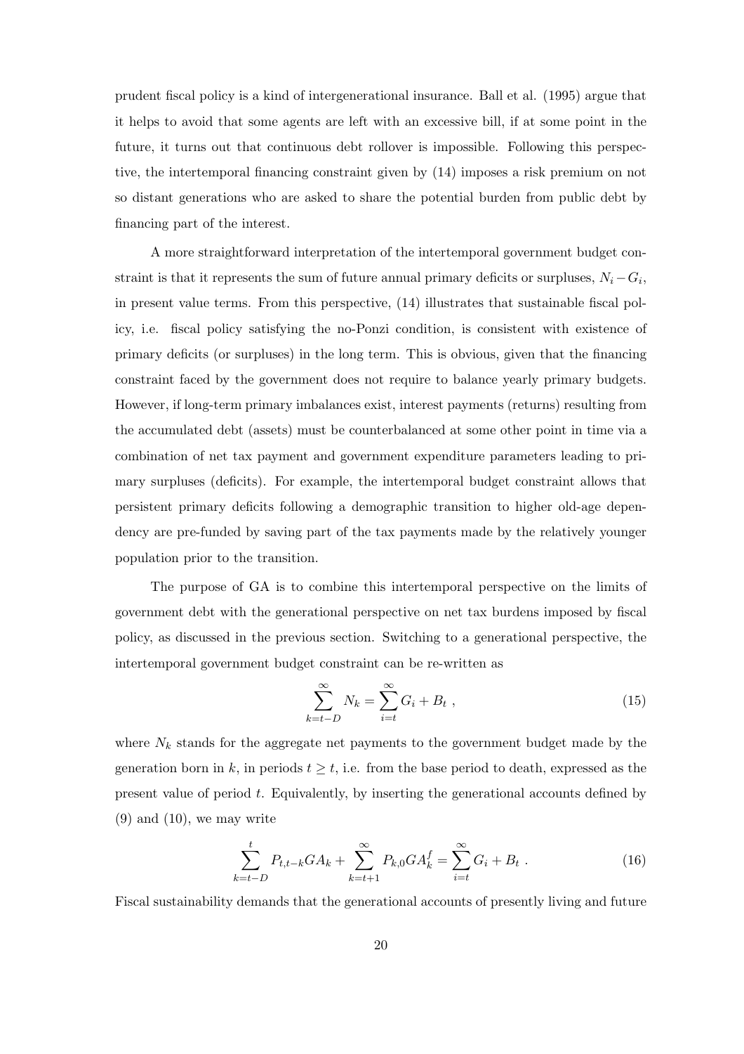prudent fiscal policy is a kind of intergenerational insurance. Ball et al. (1995) argue that it helps to avoid that some agents are left with an excessive bill, if at some point in the future, it turns out that continuous debt rollover is impossible. Following this perspective, the intertemporal financing constraint given by (14) imposes a risk premium on not so distant generations who are asked to share the potential burden from public debt by financing part of the interest.

A more straightforward interpretation of the intertemporal government budget constraint is that it represents the sum of future annual primary deficits or surpluses, $N_i - G_i$, in present value terms. From this perspective, (14) illustrates that sustainable fiscal policy, i.e. fiscal policy satisfying the no-Ponzi condition, is consistent with existence of primary deficits (or surpluses) in the long term. This is obvious, given that the financing constraint faced by the government does not require to balance yearly primary budgets. However, if long-term primary imbalances exist, interest payments (returns) resulting from the accumulated debt (assets) must be counterbalanced at some other point in time via a combination of net tax payment and government expenditure parameters leading to primary surpluses (deficits). For example, the intertemporal budget constraint allows that persistent primary deficits following a demographic transition to higher old-age dependency are pre-funded by saving part of the tax payments made by the relatively younger population prior to the transition.

The purpose of GA is to combine this intertemporal perspective on the limits of government debt with the generational perspective on net tax burdens imposed by fiscal policy, as discussed in the previous section. Switching to a generational perspective, the intertemporal government budget constraint can be re-written as

$$\sum_{k=t-D}^{\infty} N_k = \sum_{i=t}^{\infty} G_i + B_t \ , \tag{15}$$

where $N_k$ stands for the aggregate net payments to the government budget made by the generation born in $k$, in periods $t \geq t$, i.e. from the base period to death, expressed as the present value of period $t$. Equivalently, by inserting the generational accounts defined by (9) and (10), we may write

$$\sum_{k=t-D}^{t} P_{t,t-k} GA_k + \sum_{k=t+1}^{\infty} P_{k,0} GA_k^f = \sum_{i=t}^{\infty} G_i + B_t \ . \tag{16}$$

Fiscal sustainability demands that the generational accounts of presently living and future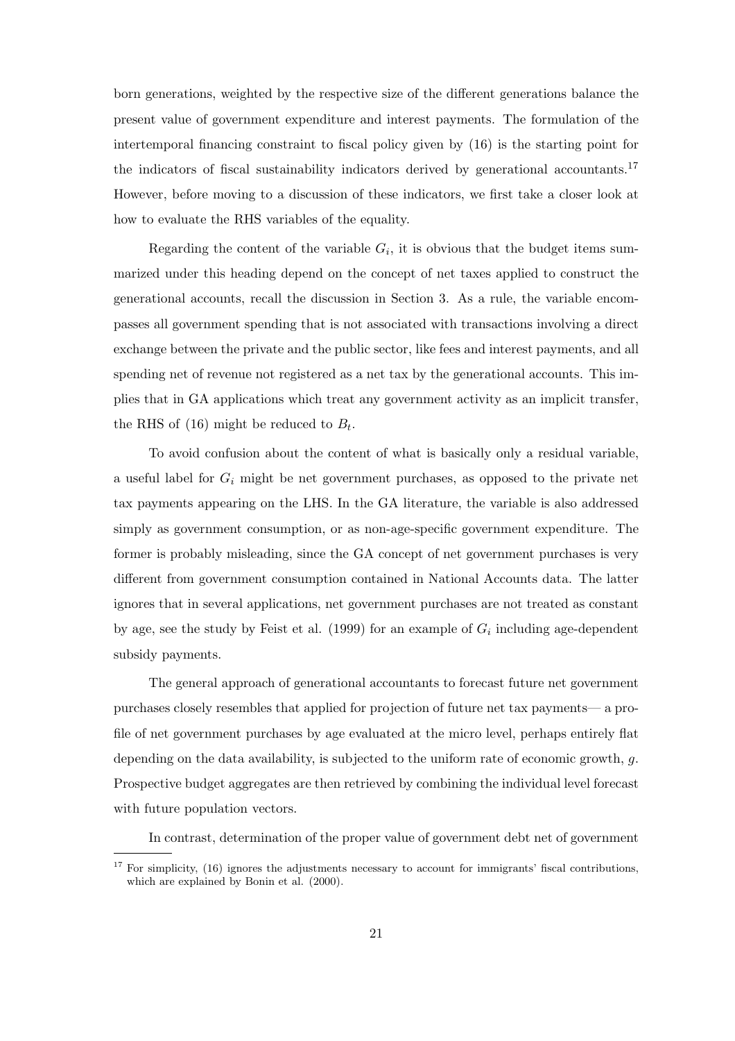born generations, weighted by the respective size of the different generations balance the present value of government expenditure and interest payments. The formulation of the intertemporal financing constraint to fiscal policy given by (16) is the starting point for the indicators of fiscal sustainability indicators derived by generational accountants.[17] However, before moving to a discussion of these indicators, we first take a closer look at how to evaluate the RHS variables of the equality.

Regarding the content of the variable $G_i$, it is obvious that the budget items summarized under this heading depend on the concept of net taxes applied to construct the generational accounts, recall the discussion in Section 3. As a rule, the variable encompasses all government spending that is not associated with transactions involving a direct exchange between the private and the public sector, like fees and interest payments, and all spending net of revenue not registered as a net tax by the generational accounts. This implies that in GA applications which treat any government activity as an implicit transfer, the RHS of (16) might be reduced to $B_t$.

To avoid confusion about the content of what is basically only a residual variable, a useful label for $G_i$ might be net government purchases, as opposed to the private net tax payments appearing on the LHS. In the GA literature, the variable is also addressed simply as government consumption, or as non-age-specific government expenditure. The former is probably misleading, since the GA concept of net government purchases is very different from government consumption contained in National Accounts data. The latter ignores that in several applications, net government purchases are not treated as constant by age, see the study by Feist et al. (1999) for an example of $G_i$ including age-dependent subsidy payments.

The general approach of generational accountants to forecast future net government purchases closely resembles that applied for projection of future net tax payments— a profile of net government purchases by age evaluated at the micro level, perhaps entirely flat depending on the data availability, is subjected to the uniform rate of economic growth, $g$. Prospective budget aggregates are then retrieved by combining the individual level forecast with future population vectors.

In contrast, determination of the proper value of government debt net of government

[17] For simplicity, (16) ignores the adjustments necessary to account for immigrants' fiscal contributions, which are explained by Bonin et al. (2000).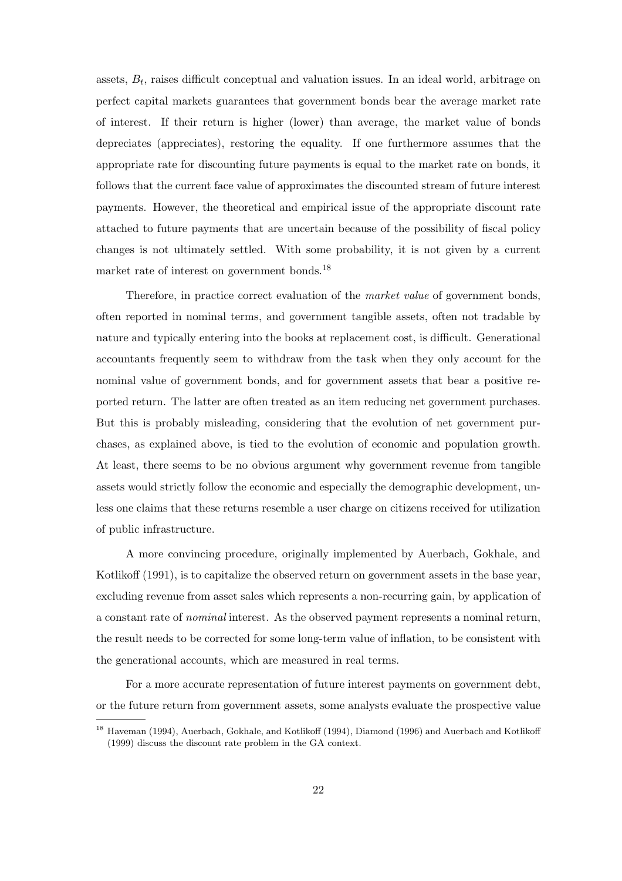assets, $B_t$, raises difficult conceptual and valuation issues. In an ideal world, arbitrage on perfect capital markets guarantees that government bonds bear the average market rate of interest. If their return is higher (lower) than average, the market value of bonds depreciates (appreciates), restoring the equality. If one furthermore assumes that the appropriate rate for discounting future payments is equal to the market rate on bonds, it follows that the current face value of approximates the discounted stream of future interest payments. However, the theoretical and empirical issue of the appropriate discount rate attached to future payments that are uncertain because of the possibility of fiscal policy changes is not ultimately settled. With some probability, it is not given by a current market rate of interest on government bonds.[18]

Therefore, in practice correct evaluation of the *market value* of government bonds, often reported in nominal terms, and government tangible assets, often not tradable by nature and typically entering into the books at replacement cost, is difficult. Generational accountants frequently seem to withdraw from the task when they only account for the nominal value of government bonds, and for government assets that bear a positive reported return. The latter are often treated as an item reducing net government purchases. But this is probably misleading, considering that the evolution of net government purchases, as explained above, is tied to the evolution of economic and population growth. At least, there seems to be no obvious argument why government revenue from tangible assets would strictly follow the economic and especially the demographic development, unless one claims that these returns resemble a user charge on citizens received for utilization of public infrastructure.

A more convincing procedure, originally implemented by Auerbach, Gokhale, and Kotlikoff (1991), is to capitalize the observed return on government assets in the base year, excluding revenue from asset sales which represents a non-recurring gain, by application of a constant rate of *nominal* interest. As the observed payment represents a nominal return, the result needs to be corrected for some long-term value of inflation, to be consistent with the generational accounts, which are measured in real terms.

For a more accurate representation of future interest payments on government debt, or the future return from government assets, some analysts evaluate the prospective value

[18] Haveman (1994), Auerbach, Gokhale, and Kotlikoff (1994), Diamond (1996) and Auerbach and Kotlikoff (1999) discuss the discount rate problem in the GA context.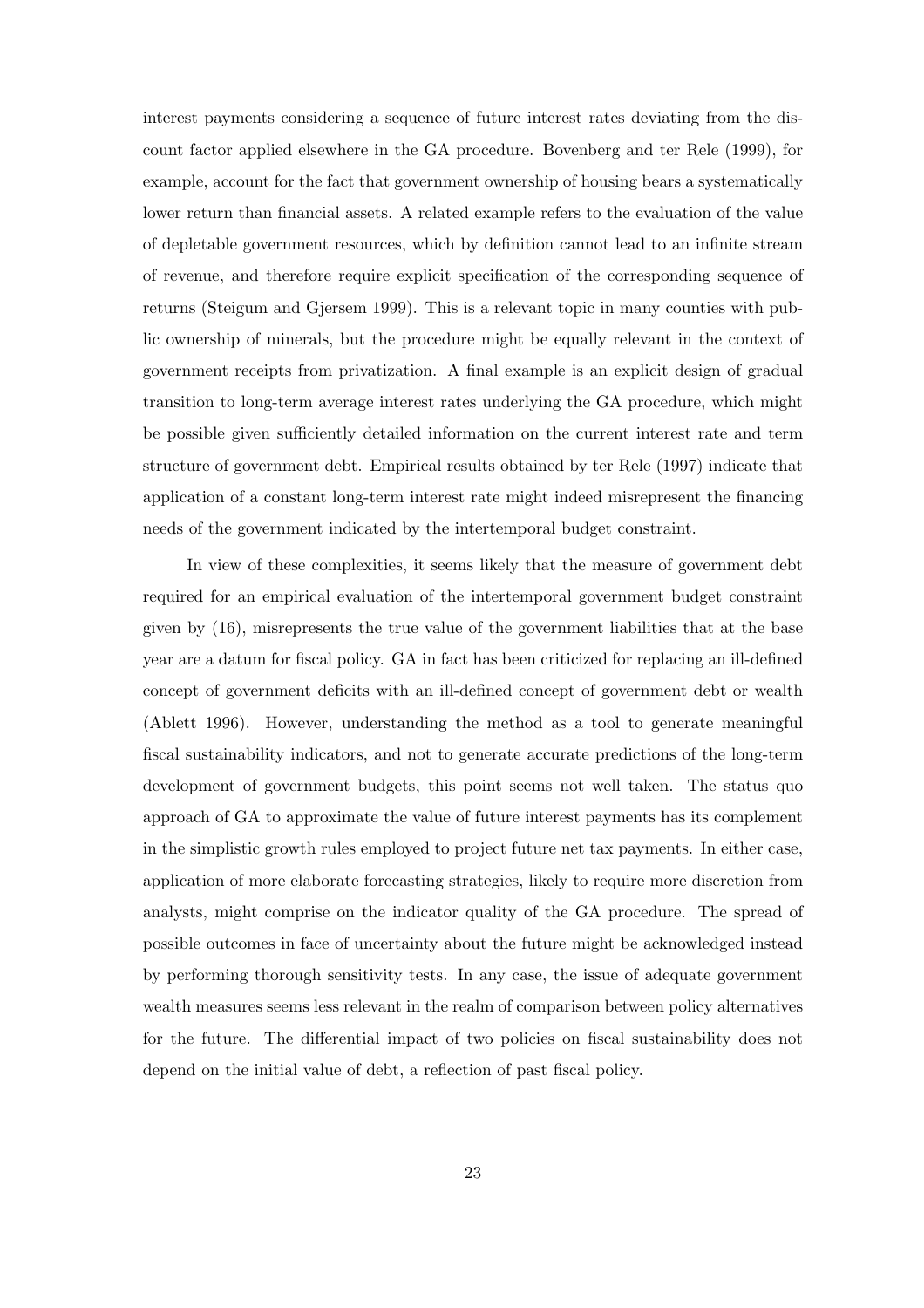interest payments considering a sequence of future interest rates deviating from the discount factor applied elsewhere in the GA procedure. Bovenberg and ter Rele (1999), for example, account for the fact that government ownership of housing bears a systematically lower return than financial assets. A related example refers to the evaluation of the value of depletable government resources, which by definition cannot lead to an infinite stream of revenue, and therefore require explicit specification of the corresponding sequence of returns (Steigum and Gjersem 1999). This is a relevant topic in many counties with public ownership of minerals, but the procedure might be equally relevant in the context of government receipts from privatization. A final example is an explicit design of gradual transition to long-term average interest rates underlying the GA procedure, which might be possible given sufficiently detailed information on the current interest rate and term structure of government debt. Empirical results obtained by ter Rele (1997) indicate that application of a constant long-term interest rate might indeed misrepresent the financing needs of the government indicated by the intertemporal budget constraint.

In view of these complexities, it seems likely that the measure of government debt required for an empirical evaluation of the intertemporal government budget constraint given by (16), misrepresents the true value of the government liabilities that at the base year are a datum for fiscal policy. GA in fact has been criticized for replacing an ill-defined concept of government deficits with an ill-defined concept of government debt or wealth (Ablett 1996). However, understanding the method as a tool to generate meaningful fiscal sustainability indicators, and not to generate accurate predictions of the long-term development of government budgets, this point seems not well taken. The status quo approach of GA to approximate the value of future interest payments has its complement in the simplistic growth rules employed to project future net tax payments. In either case, application of more elaborate forecasting strategies, likely to require more discretion from analysts, might comprise on the indicator quality of the GA procedure. The spread of possible outcomes in face of uncertainty about the future might be acknowledged instead by performing thorough sensitivity tests. In any case, the issue of adequate government wealth measures seems less relevant in the realm of comparison between policy alternatives for the future. The differential impact of two policies on fiscal sustainability does not depend on the initial value of debt, a reflection of past fiscal policy.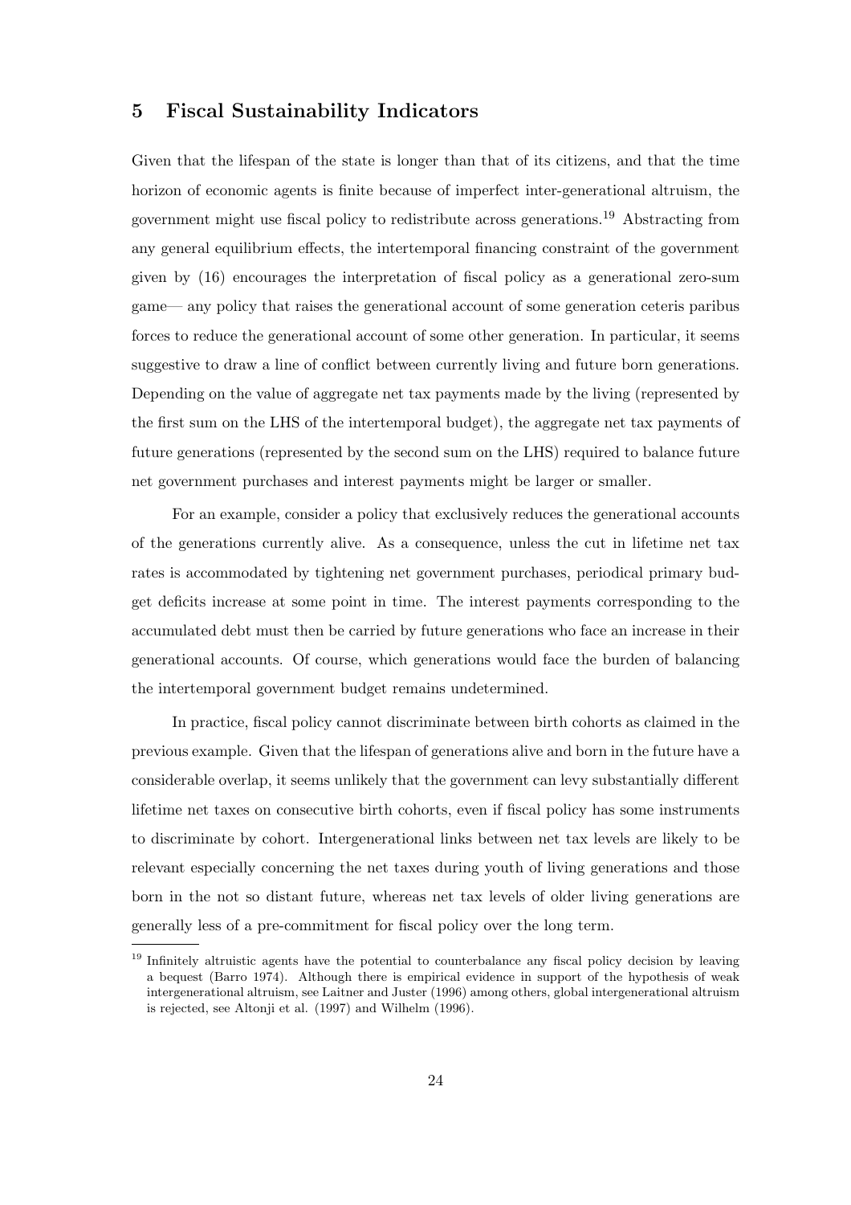## 5 Fiscal Sustainability Indicators

Given that the lifespan of the state is longer than that of its citizens, and that the time horizon of economic agents is finite because of imperfect inter-generational altruism, the government might use fiscal policy to redistribute across generations.[19] Abstracting from any general equilibrium effects, the intertemporal financing constraint of the government given by (16) encourages the interpretation of fiscal policy as a generational zero-sum game— any policy that raises the generational account of some generation ceteris paribus forces to reduce the generational account of some other generation. In particular, it seems suggestive to draw a line of conflict between currently living and future born generations. Depending on the value of aggregate net tax payments made by the living (represented by the first sum on the LHS of the intertemporal budget), the aggregate net tax payments of future generations (represented by the second sum on the LHS) required to balance future net government purchases and interest payments might be larger or smaller.

For an example, consider a policy that exclusively reduces the generational accounts of the generations currently alive. As a consequence, unless the cut in lifetime net tax rates is accommodated by tightening net government purchases, periodical primary budget deficits increase at some point in time. The interest payments corresponding to the accumulated debt must then be carried by future generations who face an increase in their generational accounts. Of course, which generations would face the burden of balancing the intertemporal government budget remains undetermined.

In practice, fiscal policy cannot discriminate between birth cohorts as claimed in the previous example. Given that the lifespan of generations alive and born in the future have a considerable overlap, it seems unlikely that the government can levy substantially different lifetime net taxes on consecutive birth cohorts, even if fiscal policy has some instruments to discriminate by cohort. Intergenerational links between net tax levels are likely to be relevant especially concerning the net taxes during youth of living generations and those born in the not so distant future, whereas net tax levels of older living generations are generally less of a pre-commitment for fiscal policy over the long term.

[19] Infinitely altruistic agents have the potential to counterbalance any fiscal policy decision by leaving a bequest (Barro 1974). Although there is empirical evidence in support of the hypothesis of weak intergenerational altruism, see Laitner and Juster (1996) among others, global intergenerational altruism is rejected, see Altonji et al. (1997) and Wilhelm (1996).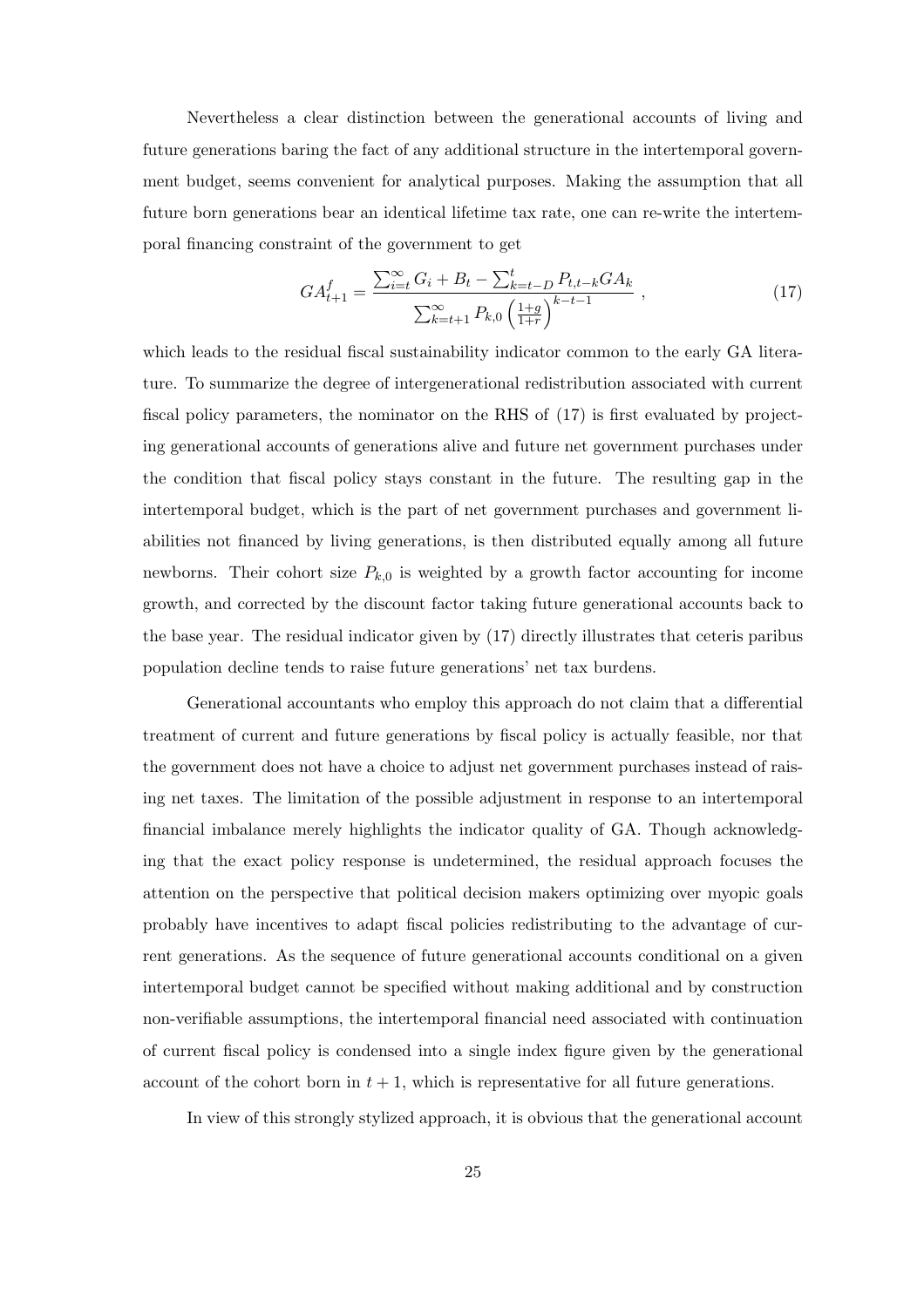Nevertheless a clear distinction between the generational accounts of living and future generations baring the fact of any additional structure in the intertemporal government budget, seems convenient for analytical purposes. Making the assumption that all future born generations bear an identical lifetime tax rate, one can re-write the intertemporal financing constraint of the government to get

$$GA_{t+1}^{f} = \frac{\sum_{i=t}^{\infty} G_i + B_t - \sum_{k=t-D}^{t} P_{t,t-k} GA_k}{\sum_{k=t+1}^{\infty} P_{k,0} \left(\frac{1+g}{1+r}\right)^{k-t-1}} \ , \tag{17}$$

which leads to the residual fiscal sustainability indicator common to the early GA literature. To summarize the degree of intergenerational redistribution associated with current fiscal policy parameters, the nominator on the RHS of (17) is first evaluated by projecting generational accounts of generations alive and future net government purchases under the condition that fiscal policy stays constant in the future. The resulting gap in the intertemporal budget, which is the part of net government purchases and government liabilities not financed by living generations, is then distributed equally among all future newborns. Their cohort size $P_{k,0}$ is weighted by a growth factor accounting for income growth, and corrected by the discount factor taking future generational accounts back to the base year. The residual indicator given by (17) directly illustrates that ceteris paribus population decline tends to raise future generations' net tax burdens.

Generational accountants who employ this approach do not claim that a differential treatment of current and future generations by fiscal policy is actually feasible, nor that the government does not have a choice to adjust net government purchases instead of raising net taxes. The limitation of the possible adjustment in response to an intertemporal financial imbalance merely highlights the indicator quality of GA. Though acknowledging that the exact policy response is undetermined, the residual approach focuses the attention on the perspective that political decision makers optimizing over myopic goals probably have incentives to adapt fiscal policies redistributing to the advantage of current generations. As the sequence of future generational accounts conditional on a given intertemporal budget cannot be specified without making additional and by construction non-verifiable assumptions, the intertemporal financial need associated with continuation of current fiscal policy is condensed into a single index figure given by the generational account of the cohort born in $t + 1$, which is representative for all future generations.

In view of this strongly stylized approach, it is obvious that the generational account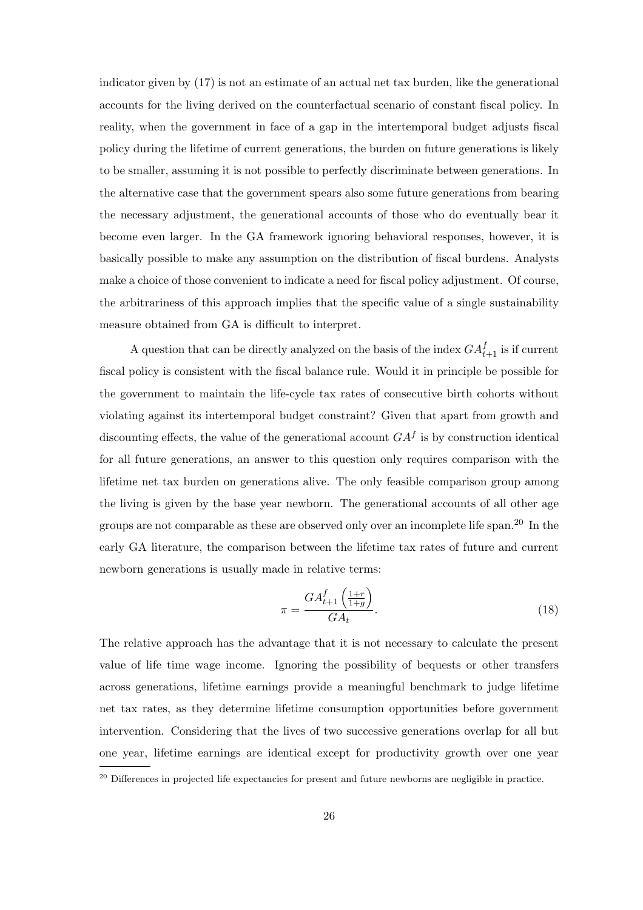indicator given by (17) is not an estimate of an actual net tax burden, like the generational accounts for the living derived on the counterfactual scenario of constant fiscal policy. In reality, when the government in face of a gap in the intertemporal budget adjusts fiscal policy during the lifetime of current generations, the burden on future generations is likely to be smaller, assuming it is not possible to perfectly discriminate between generations. In the alternative case that the government spears also some future generations from bearing the necessary adjustment, the generational accounts of those who do eventually bear it become even larger. In the GA framework ignoring behavioral responses, however, it is basically possible to make any assumption on the distribution of fiscal burdens. Analysts make a choice of those convenient to indicate a need for fiscal policy adjustment. Of course, the arbitrariness of this approach implies that the specific value of a single sustainability measure obtained from GA is difficult to interpret.

A question that can be directly analyzed on the basis of the index $GA^f_{t+1}$ is if current fiscal policy is consistent with the fiscal balance rule. Would it in principle be possible for the government to maintain the life-cycle tax rates of consecutive birth cohorts without violating against its intertemporal budget constraint? Given that apart from growth and discounting effects, the value of the generational account $GA^f$ is by construction identical for all future generations, an answer to this question only requires comparison with the lifetime net tax burden on generations alive. The only feasible comparison group among the living is given by the base year newborn. The generational accounts of all other age groups are not comparable as these are observed only over an incomplete life span.[20] In the early GA literature, the comparison between the lifetime tax rates of future and current newborn generations is usually made in relative terms:

$$\pi = \frac{GA^f_{t+1}\left(\frac{1+r}{1+g}\right)}{GA_t}. \tag{18}$$

The relative approach has the advantage that it is not necessary to calculate the present value of life time wage income. Ignoring the possibility of bequests or other transfers across generations, lifetime earnings provide a meaningful benchmark to judge lifetime net tax rates, as they determine lifetime consumption opportunities before government intervention. Considering that the lives of two successive generations overlap for all but one year, lifetime earnings are identical except for productivity growth over one year

[20] Differences in projected life expectancies for present and future newborns are negligible in practice.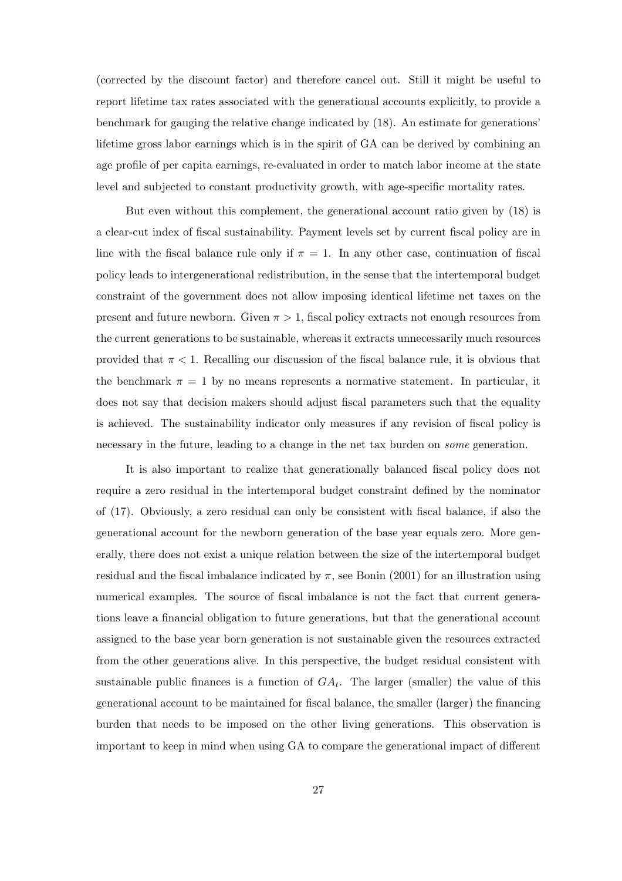(corrected by the discount factor) and therefore cancel out. Still it might be useful to report lifetime tax rates associated with the generational accounts explicitly, to provide a benchmark for gauging the relative change indicated by (18). An estimate for generations' lifetime gross labor earnings which is in the spirit of GA can be derived by combining an age profile of per capita earnings, re-evaluated in order to match labor income at the state level and subjected to constant productivity growth, with age-specific mortality rates.

But even without this complement, the generational account ratio given by (18) is a clear-cut index of fiscal sustainability. Payment levels set by current fiscal policy are in line with the fiscal balance rule only if $\pi = 1$. In any other case, continuation of fiscal policy leads to intergenerational redistribution, in the sense that the intertemporal budget constraint of the government does not allow imposing identical lifetime net taxes on the present and future newborn. Given $\pi > 1$, fiscal policy extracts not enough resources from the current generations to be sustainable, whereas it extracts unnecessarily much resources provided that $\pi < 1$. Recalling our discussion of the fiscal balance rule, it is obvious that the benchmark $\pi = 1$ by no means represents a normative statement. In particular, it does not say that decision makers should adjust fiscal parameters such that the equality is achieved. The sustainability indicator only measures if any revision of fiscal policy is necessary in the future, leading to a change in the net tax burden on *some* generation.

It is also important to realize that generationally balanced fiscal policy does not require a zero residual in the intertemporal budget constraint defined by the nominator of (17). Obviously, a zero residual can only be consistent with fiscal balance, if also the generational account for the newborn generation of the base year equals zero. More generally, there does not exist a unique relation between the size of the intertemporal budget residual and the fiscal imbalance indicated by $\pi$, see Bonin (2001) for an illustration using numerical examples. The source of fiscal imbalance is not the fact that current generations leave a financial obligation to future generations, but that the generational account assigned to the base year born generation is not sustainable given the resources extracted from the other generations alive. In this perspective, the budget residual consistent with sustainable public finances is a function of $GA_t$. The larger (smaller) the value of this generational account to be maintained for fiscal balance, the smaller (larger) the financing burden that needs to be imposed on the other living generations. This observation is important to keep in mind when using GA to compare the generational impact of different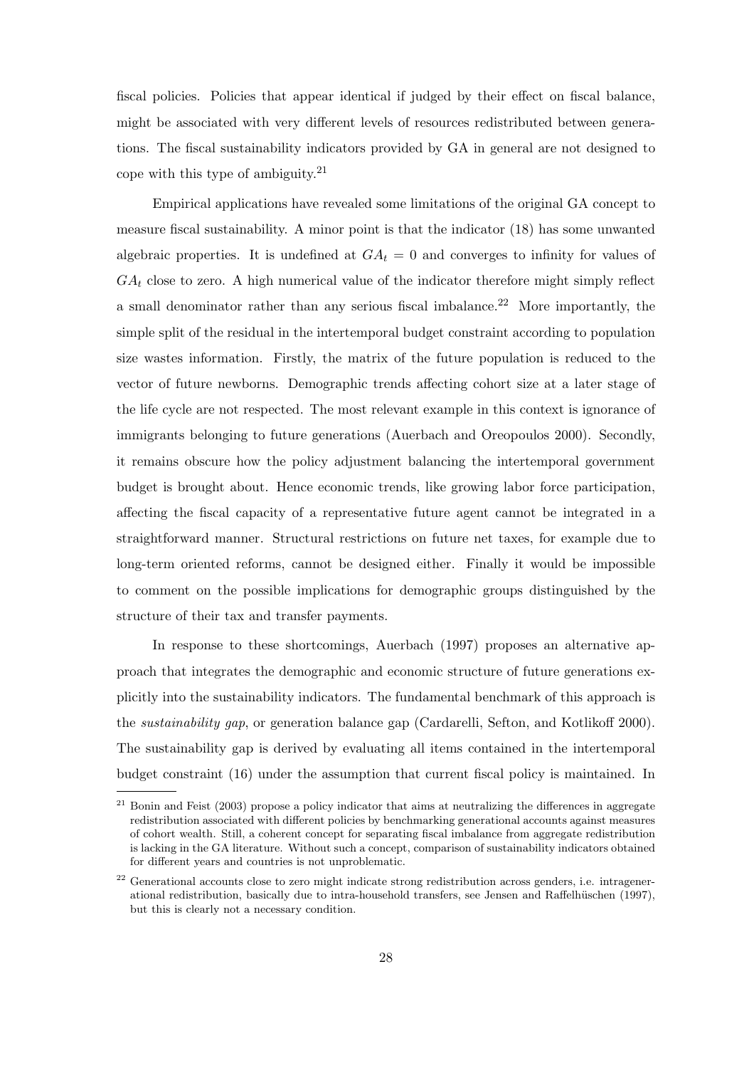fiscal policies. Policies that appear identical if judged by their effect on fiscal balance, might be associated with very different levels of resources redistributed between generations. The fiscal sustainability indicators provided by GA in general are not designed to cope with this type of ambiguity.[21]

Empirical applications have revealed some limitations of the original GA concept to measure fiscal sustainability. A minor point is that the indicator (18) has some unwanted algebraic properties. It is undefined at $GA_t = 0$ and converges to infinity for values of $GA_t$ close to zero. A high numerical value of the indicator therefore might simply reflect a small denominator rather than any serious fiscal imbalance.[22] More importantly, the simple split of the residual in the intertemporal budget constraint according to population size wastes information. Firstly, the matrix of the future population is reduced to the vector of future newborns. Demographic trends affecting cohort size at a later stage of the life cycle are not respected. The most relevant example in this context is ignorance of immigrants belonging to future generations (Auerbach and Oreopoulos 2000). Secondly, it remains obscure how the policy adjustment balancing the intertemporal government budget is brought about. Hence economic trends, like growing labor force participation, affecting the fiscal capacity of a representative future agent cannot be integrated in a straightforward manner. Structural restrictions on future net taxes, for example due to long-term oriented reforms, cannot be designed either. Finally it would be impossible to comment on the possible implications for demographic groups distinguished by the structure of their tax and transfer payments.

In response to these shortcomings, Auerbach (1997) proposes an alternative approach that integrates the demographic and economic structure of future generations explicitly into the sustainability indicators. The fundamental benchmark of this approach is the *sustainability gap*, or generation balance gap (Cardarelli, Sefton, and Kotlikoff 2000). The sustainability gap is derived by evaluating all items contained in the intertemporal budget constraint (16) under the assumption that current fiscal policy is maintained. In

---

[21] Bonin and Feist (2003) propose a policy indicator that aims at neutralizing the differences in aggregate redistribution associated with different policies by benchmarking generational accounts against measures of cohort wealth. Still, a coherent concept for separating fiscal imbalance from aggregate redistribution is lacking in the GA literature. Without such a concept, comparison of sustainability indicators obtained for different years and countries is not unproblematic.

[22] Generational accounts close to zero might indicate strong redistribution across genders, i.e. intragenerational redistribution, basically due to intra-household transfers, see Jensen and Raffelhüschen (1997), but this is clearly not a necessary condition.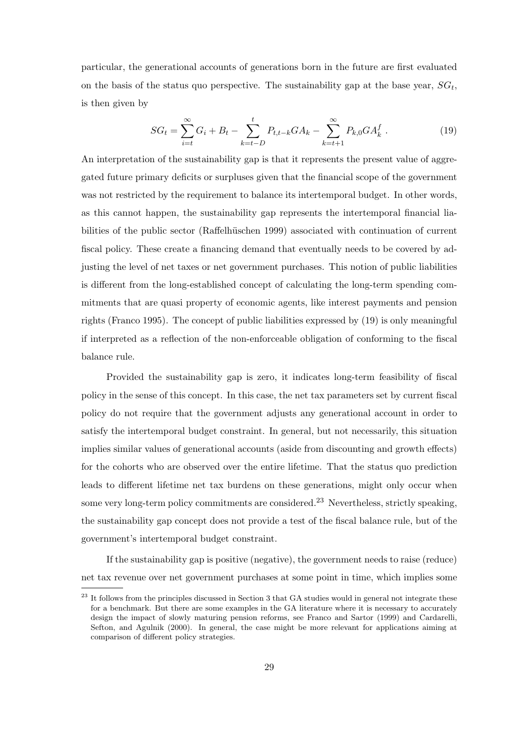particular, the generational accounts of generations born in the future are first evaluated on the basis of the status quo perspective. The sustainability gap at the base year, $SG_t$, is then given by

$$SG_t = \sum_{i=t}^{\infty} G_i + B_t - \sum_{k=t-D}^{t} P_{t,t-k} GA_k - \sum_{k=t+1}^{\infty} P_{k,0} GA_k^f \ . \tag{19}$$

An interpretation of the sustainability gap is that it represents the present value of aggregated future primary deficits or surpluses given that the financial scope of the government was not restricted by the requirement to balance its intertemporal budget. In other words, as this cannot happen, the sustainability gap represents the intertemporal financial liabilities of the public sector (Raffelhüschen 1999) associated with continuation of current fiscal policy. These create a financing demand that eventually needs to be covered by adjusting the level of net taxes or net government purchases. This notion of public liabilities is different from the long-established concept of calculating the long-term spending commitments that are quasi property of economic agents, like interest payments and pension rights (Franco 1995). The concept of public liabilities expressed by (19) is only meaningful if interpreted as a reflection of the non-enforceable obligation of conforming to the fiscal balance rule.

Provided the sustainability gap is zero, it indicates long-term feasibility of fiscal policy in the sense of this concept. In this case, the net tax parameters set by current fiscal policy do not require that the government adjusts any generational account in order to satisfy the intertemporal budget constraint. In general, but not necessarily, this situation implies similar values of generational accounts (aside from discounting and growth effects) for the cohorts who are observed over the entire lifetime. That the status quo prediction leads to different lifetime net tax burdens on these generations, might only occur when some very long-term policy commitments are considered.[23] Nevertheless, strictly speaking, the sustainability gap concept does not provide a test of the fiscal balance rule, but of the government's intertemporal budget constraint.

If the sustainability gap is positive (negative), the government needs to raise (reduce) net tax revenue over net government purchases at some point in time, which implies some

[23] It follows from the principles discussed in Section 3 that GA studies would in general not integrate these for a benchmark. But there are some examples in the GA literature where it is necessary to accurately design the impact of slowly maturing pension reforms, see Franco and Sartor (1999) and Cardarelli, Sefton, and Agulnik (2000). In general, the case might be more relevant for applications aiming at comparison of different policy strategies.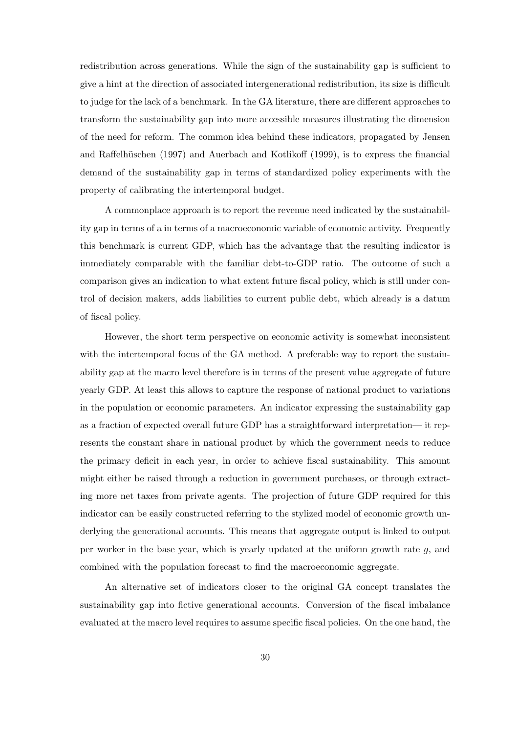redistribution across generations. While the sign of the sustainability gap is sufficient to give a hint at the direction of associated intergenerational redistribution, its size is difficult to judge for the lack of a benchmark. In the GA literature, there are different approaches to transform the sustainability gap into more accessible measures illustrating the dimension of the need for reform. The common idea behind these indicators, propagated by Jensen and Raffelhüschen (1997) and Auerbach and Kotlikoff (1999), is to express the financial demand of the sustainability gap in terms of standardized policy experiments with the property of calibrating the intertemporal budget.

A commonplace approach is to report the revenue need indicated by the sustainability gap in terms of a in terms of a macroeconomic variable of economic activity. Frequently this benchmark is current GDP, which has the advantage that the resulting indicator is immediately comparable with the familiar debt-to-GDP ratio. The outcome of such a comparison gives an indication to what extent future fiscal policy, which is still under control of decision makers, adds liabilities to current public debt, which already is a datum of fiscal policy.

However, the short term perspective on economic activity is somewhat inconsistent with the intertemporal focus of the GA method. A preferable way to report the sustainability gap at the macro level therefore is in terms of the present value aggregate of future yearly GDP. At least this allows to capture the response of national product to variations in the population or economic parameters. An indicator expressing the sustainability gap as a fraction of expected overall future GDP has a straightforward interpretation— it represents the constant share in national product by which the government needs to reduce the primary deficit in each year, in order to achieve fiscal sustainability. This amount might either be raised through a reduction in government purchases, or through extracting more net taxes from private agents. The projection of future GDP required for this indicator can be easily constructed referring to the stylized model of economic growth underlying the generational accounts. This means that aggregate output is linked to output per worker in the base year, which is yearly updated at the uniform growth rate $g$, and combined with the population forecast to find the macroeconomic aggregate.

An alternative set of indicators closer to the original GA concept translates the sustainability gap into fictive generational accounts. Conversion of the fiscal imbalance evaluated at the macro level requires to assume specific fiscal policies. On the one hand, the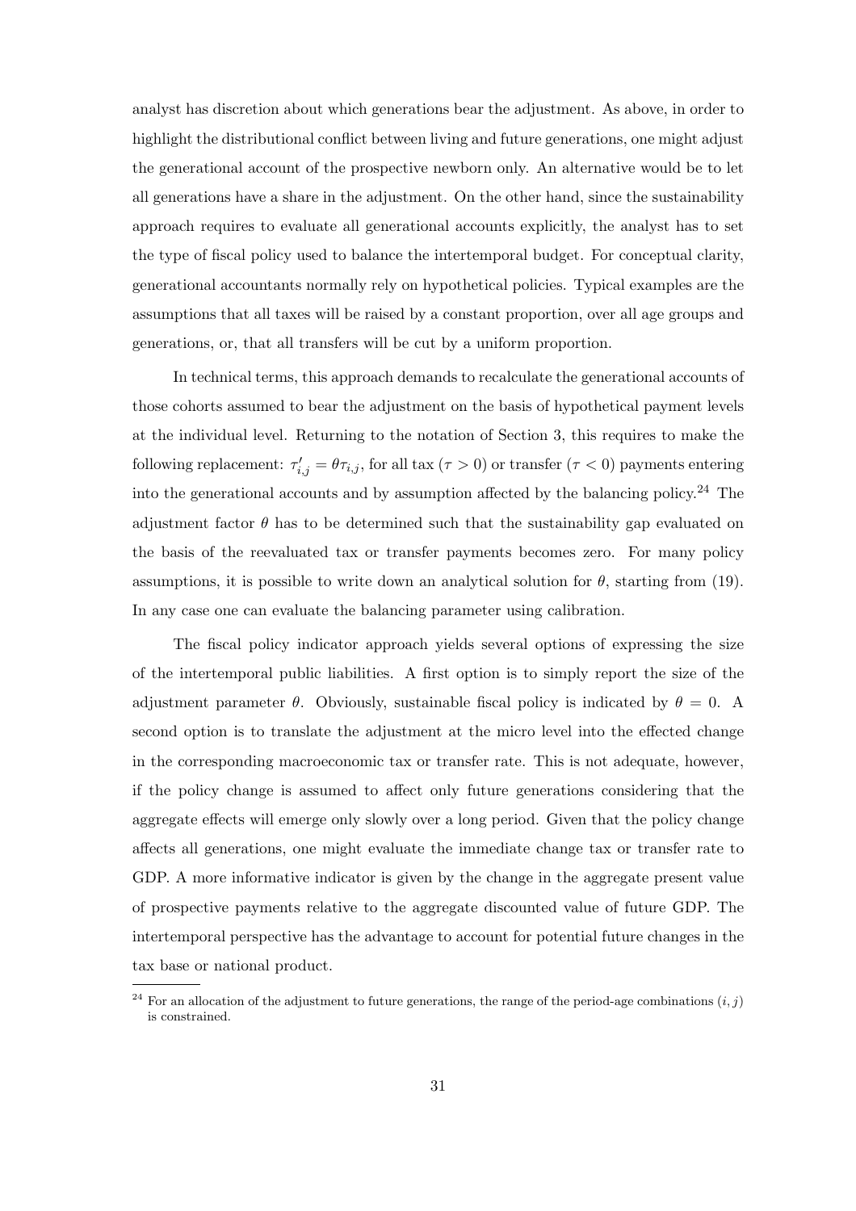analyst has discretion about which generations bear the adjustment. As above, in order to highlight the distributional conflict between living and future generations, one might adjust the generational account of the prospective newborn only. An alternative would be to let all generations have a share in the adjustment. On the other hand, since the sustainability approach requires to evaluate all generational accounts explicitly, the analyst has to set the type of fiscal policy used to balance the intertemporal budget. For conceptual clarity, generational accountants normally rely on hypothetical policies. Typical examples are the assumptions that all taxes will be raised by a constant proportion, over all age groups and generations, or, that all transfers will be cut by a uniform proportion.

In technical terms, this approach demands to recalculate the generational accounts of those cohorts assumed to bear the adjustment on the basis of hypothetical payment levels at the individual level. Returning to the notation of Section 3, this requires to make the following replacement: $\tau'_{i,j} = \theta\tau_{i,j}$, for all tax ($\tau > 0$) or transfer ($\tau < 0$) payments entering into the generational accounts and by assumption affected by the balancing policy.[24] The adjustment factor $\theta$ has to be determined such that the sustainability gap evaluated on the basis of the reevaluated tax or transfer payments becomes zero. For many policy assumptions, it is possible to write down an analytical solution for $\theta$, starting from (19). In any case one can evaluate the balancing parameter using calibration.

The fiscal policy indicator approach yields several options of expressing the size of the intertemporal public liabilities. A first option is to simply report the size of the adjustment parameter $\theta$. Obviously, sustainable fiscal policy is indicated by $\theta = 0$. A second option is to translate the adjustment at the micro level into the effected change in the corresponding macroeconomic tax or transfer rate. This is not adequate, however, if the policy change is assumed to affect only future generations considering that the aggregate effects will emerge only slowly over a long period. Given that the policy change affects all generations, one might evaluate the immediate change tax or transfer rate to GDP. A more informative indicator is given by the change in the aggregate present value of prospective payments relative to the aggregate discounted value of future GDP. The intertemporal perspective has the advantage to account for potential future changes in the tax base or national product.

[24] For an allocation of the adjustment to future generations, the range of the period-age combinations $(i, j)$ is constrained.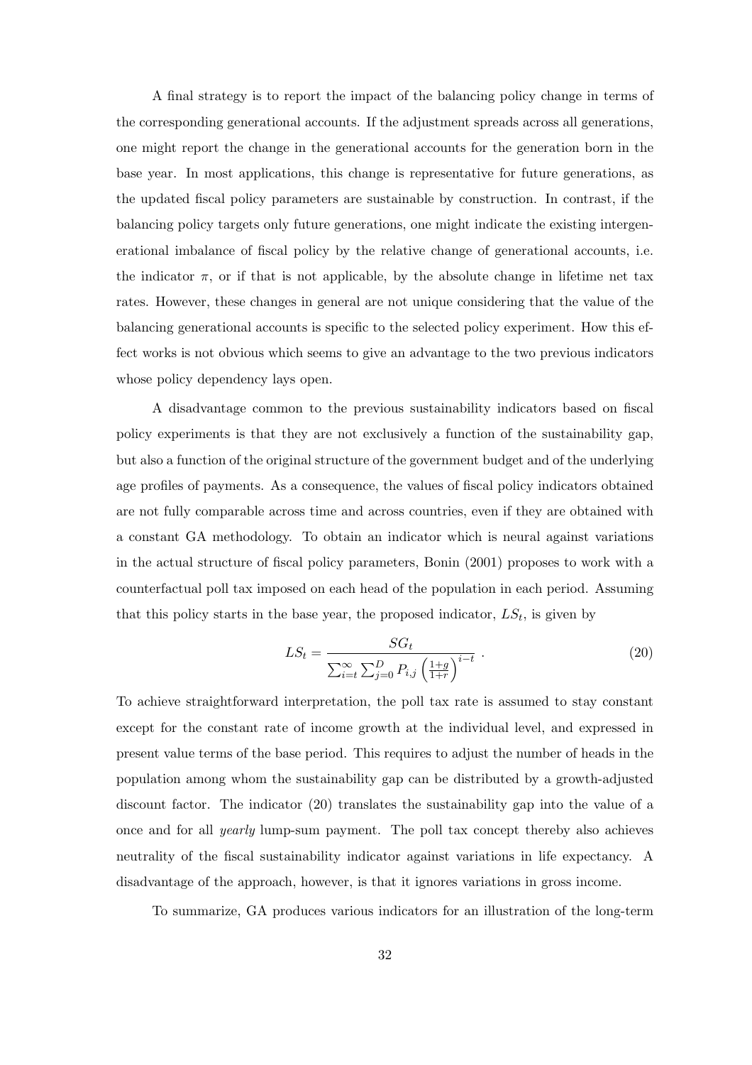A final strategy is to report the impact of the balancing policy change in terms of the corresponding generational accounts. If the adjustment spreads across all generations, one might report the change in the generational accounts for the generation born in the base year. In most applications, this change is representative for future generations, as the updated fiscal policy parameters are sustainable by construction. In contrast, if the balancing policy targets only future generations, one might indicate the existing intergenerational imbalance of fiscal policy by the relative change of generational accounts, i.e. the indicator $\pi$, or if that is not applicable, by the absolute change in lifetime net tax rates. However, these changes in general are not unique considering that the value of the balancing generational accounts is specific to the selected policy experiment. How this effect works is not obvious which seems to give an advantage to the two previous indicators whose policy dependency lays open.

A disadvantage common to the previous sustainability indicators based on fiscal policy experiments is that they are not exclusively a function of the sustainability gap, but also a function of the original structure of the government budget and of the underlying age profiles of payments. As a consequence, the values of fiscal policy indicators obtained are not fully comparable across time and across countries, even if they are obtained with a constant GA methodology. To obtain an indicator which is neural against variations in the actual structure of fiscal policy parameters, Bonin (2001) proposes to work with a counterfactual poll tax imposed on each head of the population in each period. Assuming that this policy starts in the base year, the proposed indicator, $LS_t$, is given by

$$LS_t = \frac{SG_t}{\sum_{i=t}^{\infty} \sum_{j=0}^{D} P_{i,j} \left(\frac{1+g}{1+r}\right)^{i-t}} \ . \tag{20}$$

To achieve straightforward interpretation, the poll tax rate is assumed to stay constant except for the constant rate of income growth at the individual level, and expressed in present value terms of the base period. This requires to adjust the number of heads in the population among whom the sustainability gap can be distributed by a growth-adjusted discount factor. The indicator (20) translates the sustainability gap into the value of a once and for all *yearly* lump-sum payment. The poll tax concept thereby also achieves neutrality of the fiscal sustainability indicator against variations in life expectancy. A disadvantage of the approach, however, is that it ignores variations in gross income.

To summarize, GA produces various indicators for an illustration of the long-term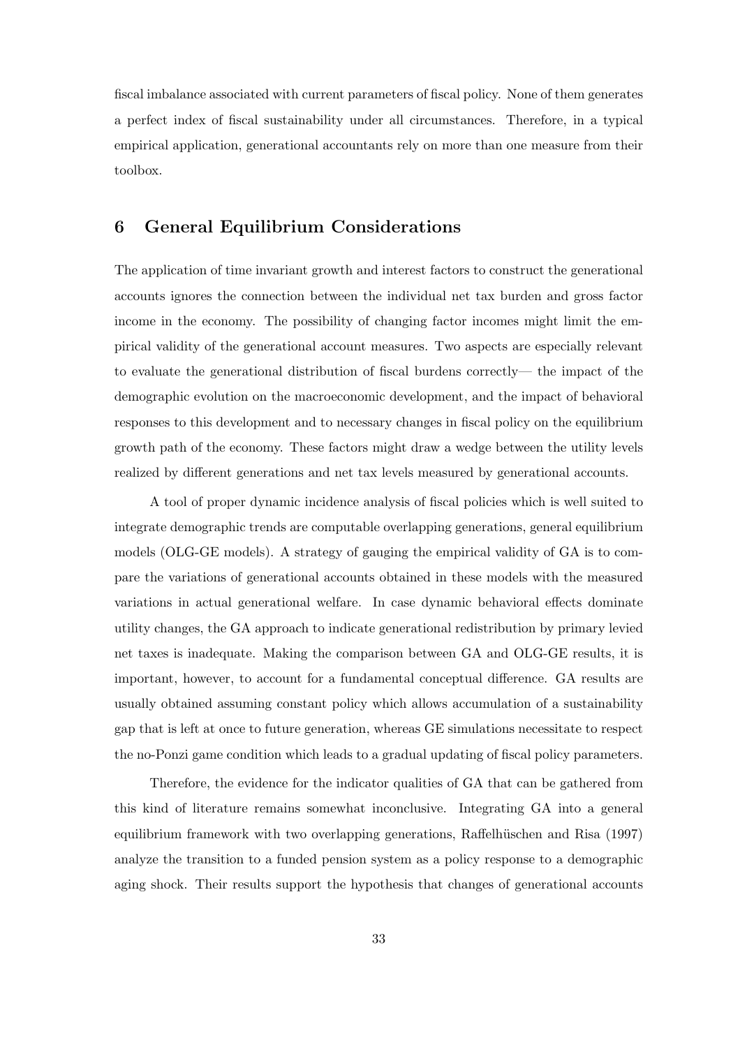fiscal imbalance associated with current parameters of fiscal policy. None of them generates a perfect index of fiscal sustainability under all circumstances. Therefore, in a typical empirical application, generational accountants rely on more than one measure from their toolbox.

## 6 General Equilibrium Considerations

The application of time invariant growth and interest factors to construct the generational accounts ignores the connection between the individual net tax burden and gross factor income in the economy. The possibility of changing factor incomes might limit the empirical validity of the generational account measures. Two aspects are especially relevant to evaluate the generational distribution of fiscal burdens correctly— the impact of the demographic evolution on the macroeconomic development, and the impact of behavioral responses to this development and to necessary changes in fiscal policy on the equilibrium growth path of the economy. These factors might draw a wedge between the utility levels realized by different generations and net tax levels measured by generational accounts.

A tool of proper dynamic incidence analysis of fiscal policies which is well suited to integrate demographic trends are computable overlapping generations, general equilibrium models (OLG-GE models). A strategy of gauging the empirical validity of GA is to compare the variations of generational accounts obtained in these models with the measured variations in actual generational welfare. In case dynamic behavioral effects dominate utility changes, the GA approach to indicate generational redistribution by primary levied net taxes is inadequate. Making the comparison between GA and OLG-GE results, it is important, however, to account for a fundamental conceptual difference. GA results are usually obtained assuming constant policy which allows accumulation of a sustainability gap that is left at once to future generation, whereas GE simulations necessitate to respect the no-Ponzi game condition which leads to a gradual updating of fiscal policy parameters.

Therefore, the evidence for the indicator qualities of GA that can be gathered from this kind of literature remains somewhat inconclusive. Integrating GA into a general equilibrium framework with two overlapping generations, Raffelhüschen and Risa (1997) analyze the transition to a funded pension system as a policy response to a demographic aging shock. Their results support the hypothesis that changes of generational accounts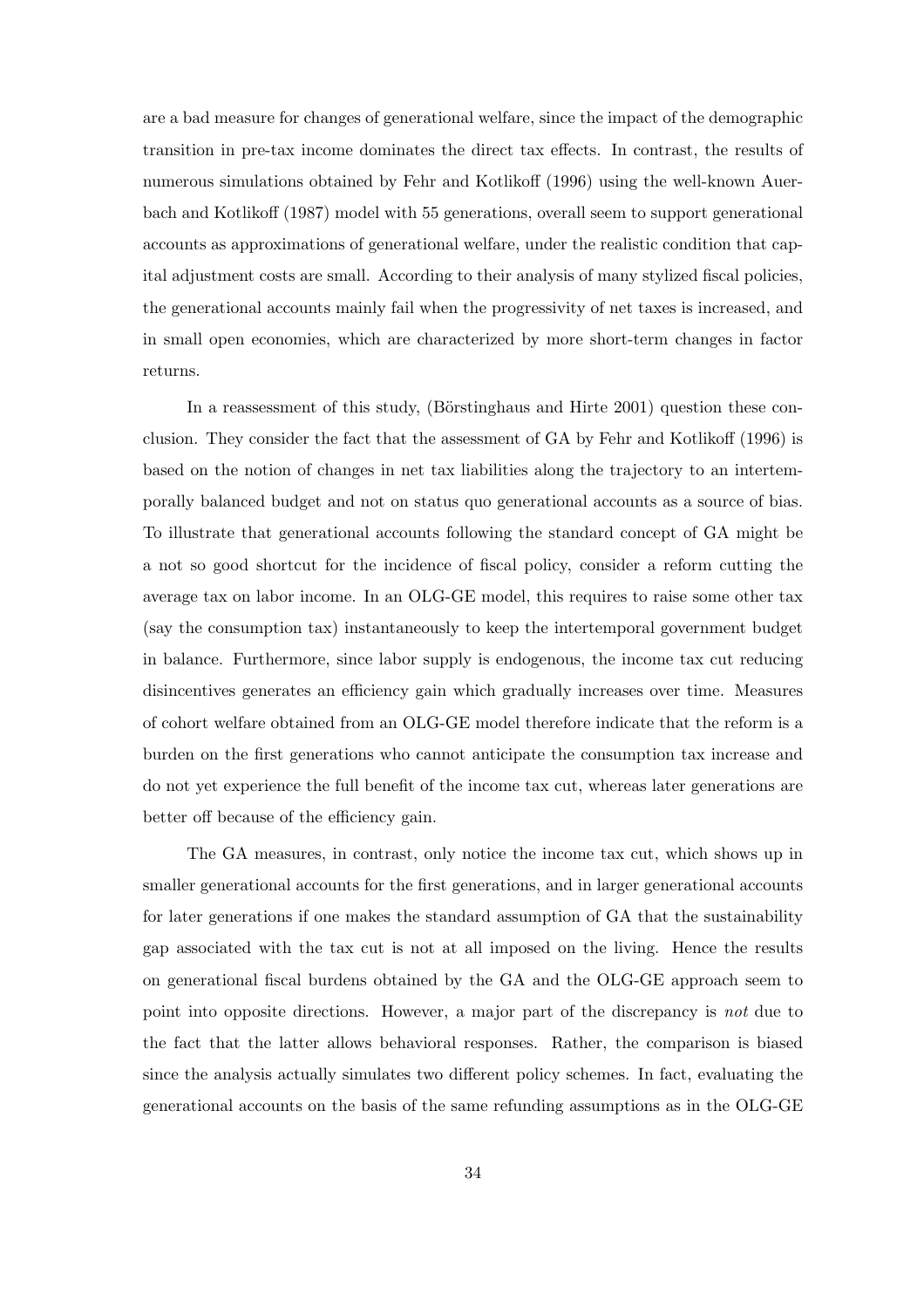are a bad measure for changes of generational welfare, since the impact of the demographic transition in pre-tax income dominates the direct tax effects. In contrast, the results of numerous simulations obtained by Fehr and Kotlikoff (1996) using the well-known Auerbach and Kotlikoff (1987) model with 55 generations, overall seem to support generational accounts as approximations of generational welfare, under the realistic condition that capital adjustment costs are small. According to their analysis of many stylized fiscal policies, the generational accounts mainly fail when the progressivity of net taxes is increased, and in small open economies, which are characterized by more short-term changes in factor returns.

In a reassessment of this study, (Börstinghaus and Hirte 2001) question these conclusion. They consider the fact that the assessment of GA by Fehr and Kotlikoff (1996) is based on the notion of changes in net tax liabilities along the trajectory to an intertemporally balanced budget and not on status quo generational accounts as a source of bias. To illustrate that generational accounts following the standard concept of GA might be a not so good shortcut for the incidence of fiscal policy, consider a reform cutting the average tax on labor income. In an OLG-GE model, this requires to raise some other tax (say the consumption tax) instantaneously to keep the intertemporal government budget in balance. Furthermore, since labor supply is endogenous, the income tax cut reducing disincentives generates an efficiency gain which gradually increases over time. Measures of cohort welfare obtained from an OLG-GE model therefore indicate that the reform is a burden on the first generations who cannot anticipate the consumption tax increase and do not yet experience the full benefit of the income tax cut, whereas later generations are better off because of the efficiency gain.

The GA measures, in contrast, only notice the income tax cut, which shows up in smaller generational accounts for the first generations, and in larger generational accounts for later generations if one makes the standard assumption of GA that the sustainability gap associated with the tax cut is not at all imposed on the living. Hence the results on generational fiscal burdens obtained by the GA and the OLG-GE approach seem to point into opposite directions. However, a major part of the discrepancy is *not* due to the fact that the latter allows behavioral responses. Rather, the comparison is biased since the analysis actually simulates two different policy schemes. In fact, evaluating the generational accounts on the basis of the same refunding assumptions as in the OLG-GE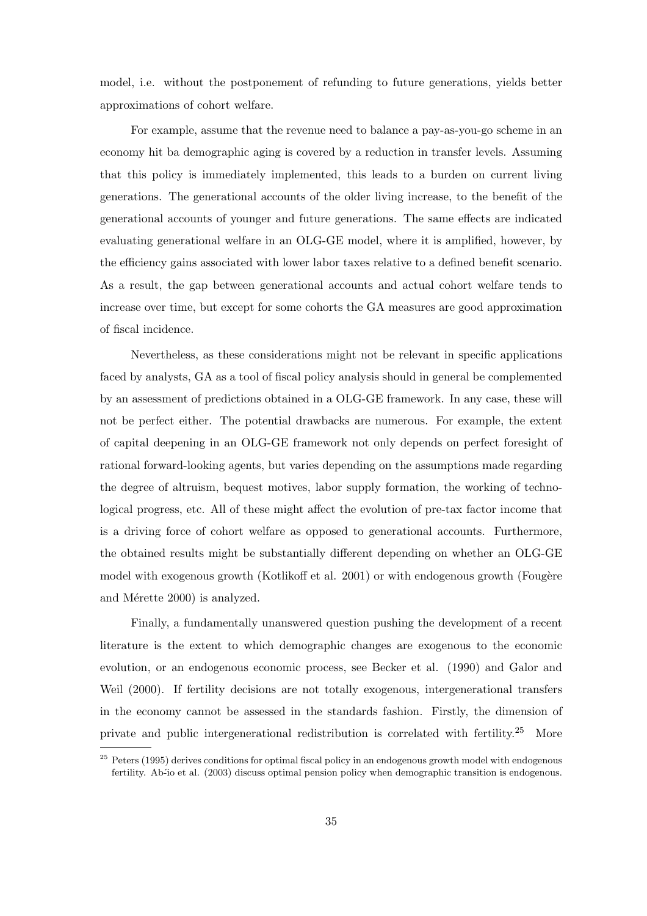model, i.e. without the postponement of refunding to future generations, yields better approximations of cohort welfare.

For example, assume that the revenue need to balance a pay-as-you-go scheme in an economy hit ba demographic aging is covered by a reduction in transfer levels. Assuming that this policy is immediately implemented, this leads to a burden on current living generations. The generational accounts of the older living increase, to the benefit of the generational accounts of younger and future generations. The same effects are indicated evaluating generational welfare in an OLG-GE model, where it is amplified, however, by the efficiency gains associated with lower labor taxes relative to a defined benefit scenario. As a result, the gap between generational accounts and actual cohort welfare tends to increase over time, but except for some cohorts the GA measures are good approximation of fiscal incidence.

Nevertheless, as these considerations might not be relevant in specific applications faced by analysts, GA as a tool of fiscal policy analysis should in general be complemented by an assessment of predictions obtained in a OLG-GE framework. In any case, these will not be perfect either. The potential drawbacks are numerous. For example, the extent of capital deepening in an OLG-GE framework not only depends on perfect foresight of rational forward-looking agents, but varies depending on the assumptions made regarding the degree of altruism, bequest motives, labor supply formation, the working of technological progress, etc. All of these might affect the evolution of pre-tax factor income that is a driving force of cohort welfare as opposed to generational accounts. Furthermore, the obtained results might be substantially different depending on whether an OLG-GE model with exogenous growth (Kotlikoff et al. 2001) or with endogenous growth (Fougère and Mérette 2000) is analyzed.

Finally, a fundamentally unanswered question pushing the development of a recent literature is the extent to which demographic changes are exogenous to the economic evolution, or an endogenous economic process, see Becker et al. (1990) and Galor and Weil (2000). If fertility decisions are not totally exogenous, intergenerational transfers in the economy cannot be assessed in the standards fashion. Firstly, the dimension of private and public intergenerational redistribution is correlated with fertility.[25] More

[25] Peters (1995) derives conditions for optimal fiscal policy in an endogenous growth model with endogenous fertility. Abío et al. (2003) discuss optimal pension policy when demographic transition is endogenous.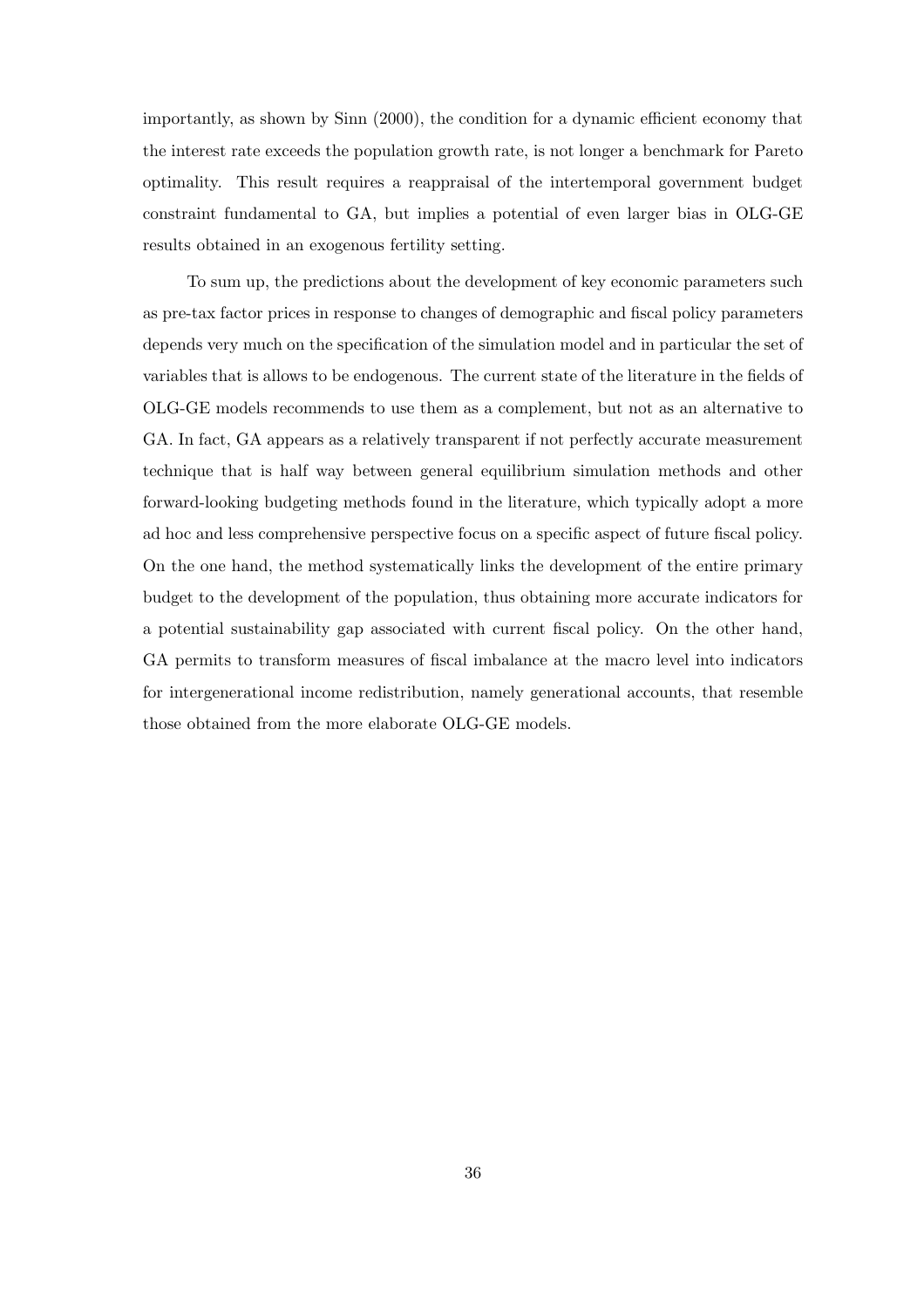importantly, as shown by Sinn (2000), the condition for a dynamic efficient economy that the interest rate exceeds the population growth rate, is not longer a benchmark for Pareto optimality. This result requires a reappraisal of the intertemporal government budget constraint fundamental to GA, but implies a potential of even larger bias in OLG-GE results obtained in an exogenous fertility setting.

To sum up, the predictions about the development of key economic parameters such as pre-tax factor prices in response to changes of demographic and fiscal policy parameters depends very much on the specification of the simulation model and in particular the set of variables that is allows to be endogenous. The current state of the literature in the fields of OLG-GE models recommends to use them as a complement, but not as an alternative to GA. In fact, GA appears as a relatively transparent if not perfectly accurate measurement technique that is half way between general equilibrium simulation methods and other forward-looking budgeting methods found in the literature, which typically adopt a more ad hoc and less comprehensive perspective focus on a specific aspect of future fiscal policy. On the one hand, the method systematically links the development of the entire primary budget to the development of the population, thus obtaining more accurate indicators for a potential sustainability gap associated with current fiscal policy. On the other hand, GA permits to transform measures of fiscal imbalance at the macro level into indicators for intergenerational income redistribution, namely generational accounts, that resemble those obtained from the more elaborate OLG-GE models.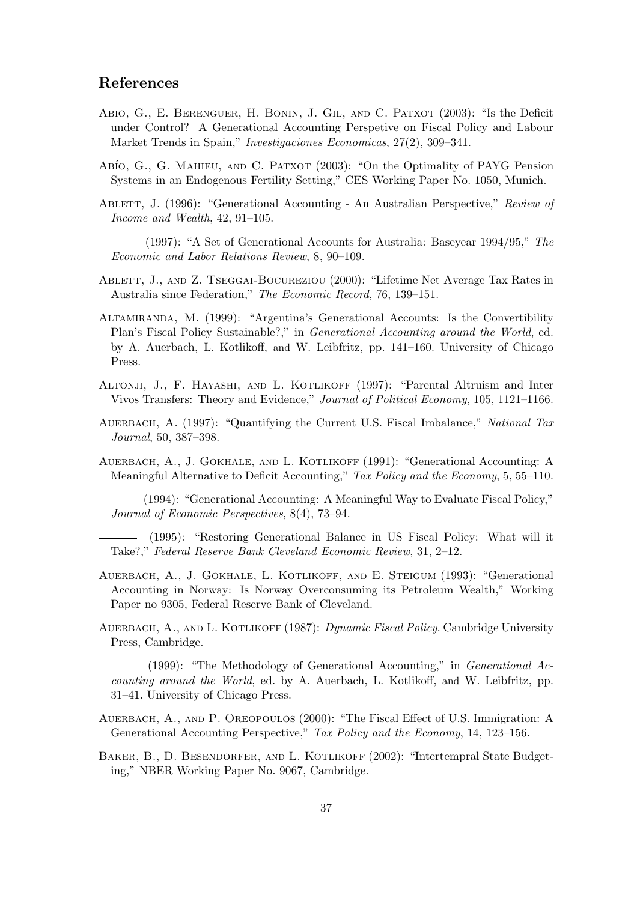## References

Abio, G., E. Berenguer, H. Bonin, J. Gil, and C. Patxot (2003): "Is the Deficit under Control? A Generational Accounting Perspetive on Fiscal Policy and Labour Market Trends in Spain," *Investigaciones Economicas*, 27(2), 309–341.

Abío, G., G. Mahieu, and C. Patxot (2003): "On the Optimality of PAYG Pension Systems in an Endogenous Fertility Setting," CES Working Paper No. 1050, Munich.

Ablett, J. (1996): "Generational Accounting - An Australian Perspective," *Review of Income and Wealth*, 42, 91–105.

——— (1997): "A Set of Generational Accounts for Australia: Baseyear 1994/95," *The Economic and Labor Relations Review*, 8, 90–109.

Ablett, J., and Z. Tseggai-Bocureziou (2000): "Lifetime Net Average Tax Rates in Australia since Federation," *The Economic Record*, 76, 139–151.

Altamiranda, M. (1999): "Argentina's Generational Accounts: Is the Convertibility Plan's Fiscal Policy Sustainable?," in *Generational Accounting around the World*, ed. by A. Auerbach, L. Kotlikoff, and W. Leibfritz, pp. 141–160. University of Chicago Press.

Altonji, J., F. Hayashi, and L. Kotlikoff (1997): "Parental Altruism and Inter Vivos Transfers: Theory and Evidence," *Journal of Political Economy*, 105, 1121–1166.

Auerbach, A. (1997): "Quantifying the Current U.S. Fiscal Imbalance," *National Tax Journal*, 50, 387–398.

Auerbach, A., J. Gokhale, and L. Kotlikoff (1991): "Generational Accounting: A Meaningful Alternative to Deficit Accounting," *Tax Policy and the Economy*, 5, 55–110.

——— (1994): "Generational Accounting: A Meaningful Way to Evaluate Fiscal Policy," *Journal of Economic Perspectives*, 8(4), 73–94.

——— (1995): "Restoring Generational Balance in US Fiscal Policy: What will it Take?," *Federal Reserve Bank Cleveland Economic Review*, 31, 2–12.

Auerbach, A., J. Gokhale, L. Kotlikoff, and E. Steigum (1993): "Generational Accounting in Norway: Is Norway Overconsuming its Petroleum Wealth," Working Paper no 9305, Federal Reserve Bank of Cleveland.

Auerbach, A., and L. Kotlikoff (1987): *Dynamic Fiscal Policy*. Cambridge University Press, Cambridge.

——— (1999): "The Methodology of Generational Accounting," in *Generational Accounting around the World*, ed. by A. Auerbach, L. Kotlikoff, and W. Leibfritz, pp. 31–41. University of Chicago Press.

Auerbach, A., and P. Oreopoulos (2000): "The Fiscal Effect of U.S. Immigration: A Generational Accounting Perspective," *Tax Policy and the Economy*, 14, 123–156.

Baker, B., D. Besendorfer, and L. Kotlikoff (2002): "Intertempral State Budgeting," NBER Working Paper No. 9067, Cambridge.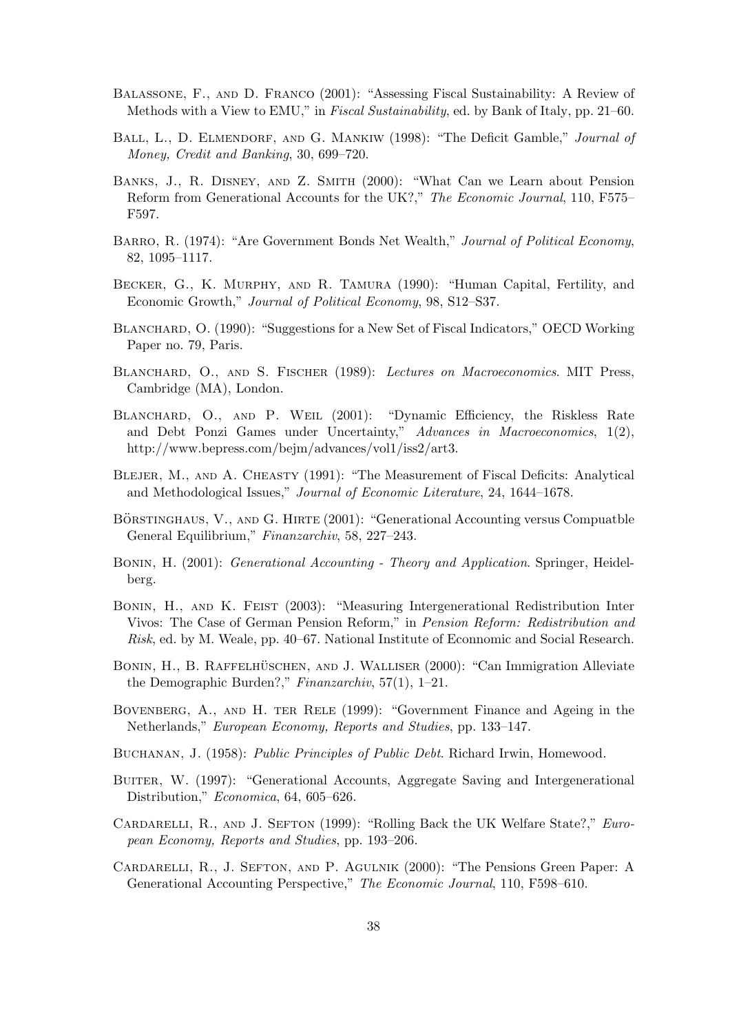Balassone, F., and D. Franco (2001): "Assessing Fiscal Sustainability: A Review of Methods with a View to EMU," in *Fiscal Sustainability*, ed. by Bank of Italy, pp. 21–60.

Ball, L., D. Elmendorf, and G. Mankiw (1998): "The Deficit Gamble," *Journal of Money, Credit and Banking*, 30, 699–720.

Banks, J., R. Disney, and Z. Smith (2000): "What Can we Learn about Pension Reform from Generational Accounts for the UK?," *The Economic Journal*, 110, F575–F597.

Barro, R. (1974): "Are Government Bonds Net Wealth," *Journal of Political Economy*, 82, 1095–1117.

Becker, G., K. Murphy, and R. Tamura (1990): "Human Capital, Fertility, and Economic Growth," *Journal of Political Economy*, 98, S12–S37.

Blanchard, O. (1990): "Suggestions for a New Set of Fiscal Indicators," OECD Working Paper no. 79, Paris.

Blanchard, O., and S. Fischer (1989): *Lectures on Macroeconomics*. MIT Press, Cambridge (MA), London.

Blanchard, O., and P. Weil (2001): "Dynamic Efficiency, the Riskless Rate and Debt Ponzi Games under Uncertainty," *Advances in Macroeconomics*, 1(2), http://www.bepress.com/bejm/advances/vol1/iss2/art3.

Blejer, M., and A. Cheasty (1991): "The Measurement of Fiscal Deficits: Analytical and Methodological Issues," *Journal of Economic Literature*, 24, 1644–1678.

Börstinghaus, V., and G. Hirte (2001): "Generational Accounting versus Compuatble General Equilibrium," *Finanzarchiv*, 58, 227–243.

Bonin, H. (2001): *Generational Accounting - Theory and Application*. Springer, Heidelberg.

Bonin, H., and K. Feist (2003): "Measuring Intergenerational Redistribution Inter Vivos: The Case of German Pension Reform," in *Pension Reform: Redistribution and Risk*, ed. by M. Weale, pp. 40–67. National Institute of Econnomic and Social Research.

Bonin, H., B. Raffelhüschen, and J. Walliser (2000): "Can Immigration Alleviate the Demographic Burden?," *Finanzarchiv*, 57(1), 1–21.

Bovenberg, A., and H. ter Rele (1999): "Government Finance and Ageing in the Netherlands," *European Economy, Reports and Studies*, pp. 133–147.

Buchanan, J. (1958): *Public Principles of Public Debt*. Richard Irwin, Homewood.

Buiter, W. (1997): "Generational Accounts, Aggregate Saving and Intergenerational Distribution," *Economica*, 64, 605–626.

Cardarelli, R., and J. Sefton (1999): "Rolling Back the UK Welfare State?," *European Economy, Reports and Studies*, pp. 193–206.

Cardarelli, R., J. Sefton, and P. Agulnik (2000): "The Pensions Green Paper: A Generational Accounting Perspective," *The Economic Journal*, 110, F598–610.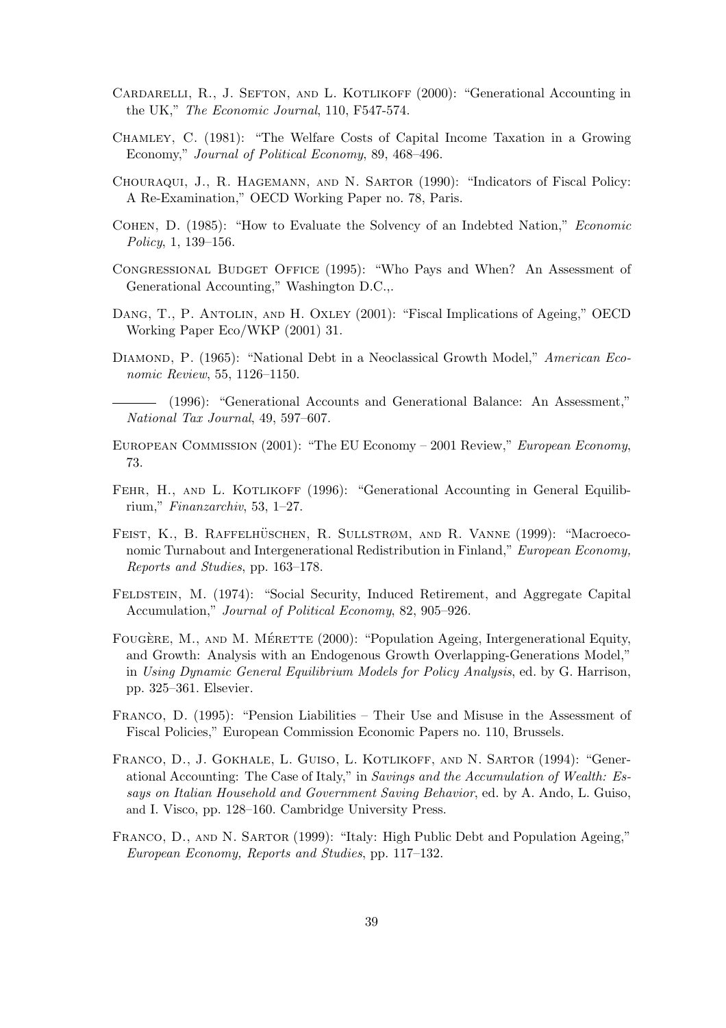Cardarelli, R., J. Sefton, and L. Kotlikoff (2000): "Generational Accounting in the UK," *The Economic Journal*, 110, F547-574.

Chamley, C. (1981): "The Welfare Costs of Capital Income Taxation in a Growing Economy," *Journal of Political Economy*, 89, 468–496.

Chouraqui, J., R. Hagemann, and N. Sartor (1990): "Indicators of Fiscal Policy: A Re-Examination," OECD Working Paper no. 78, Paris.

Cohen, D. (1985): "How to Evaluate the Solvency of an Indebted Nation," *Economic Policy*, 1, 139–156.

Congressional Budget Office (1995): "Who Pays and When? An Assessment of Generational Accounting," Washington D.C.,.

Dang, T., P. Antolin, and H. Oxley (2001): "Fiscal Implications of Ageing," OECD Working Paper Eco/WKP (2001) 31.

Diamond, P. (1965): "National Debt in a Neoclassical Growth Model," *American Economic Review*, 55, 1126–1150.

——— (1996): "Generational Accounts and Generational Balance: An Assessment," *National Tax Journal*, 49, 597–607.

European Commission (2001): "The EU Economy – 2001 Review," *European Economy*, 73.

Fehr, H., and L. Kotlikoff (1996): "Generational Accounting in General Equilibrium," *Finanzarchiv*, 53, 1–27.

Feist, K., B. Raffelhüschen, R. Sullstrøm, and R. Vanne (1999): "Macroeconomic Turnabout and Intergenerational Redistribution in Finland," *European Economy, Reports and Studies*, pp. 163–178.

Feldstein, M. (1974): "Social Security, Induced Retirement, and Aggregate Capital Accumulation," *Journal of Political Economy*, 82, 905–926.

Fougère, M., and M. Mérette (2000): "Population Ageing, Intergenerational Equity, and Growth: Analysis with an Endogenous Growth Overlapping-Generations Model," in *Using Dynamic General Equilibrium Models for Policy Analysis*, ed. by G. Harrison, pp. 325–361. Elsevier.

Franco, D. (1995): "Pension Liabilities – Their Use and Misuse in the Assessment of Fiscal Policies," European Commission Economic Papers no. 110, Brussels.

Franco, D., J. Gokhale, L. Guiso, L. Kotlikoff, and N. Sartor (1994): "Generational Accounting: The Case of Italy," in *Savings and the Accumulation of Wealth: Essays on Italian Household and Government Saving Behavior*, ed. by A. Ando, L. Guiso, and I. Visco, pp. 128–160. Cambridge University Press.

Franco, D., and N. Sartor (1999): "Italy: High Public Debt and Population Ageing," *European Economy, Reports and Studies*, pp. 117–132.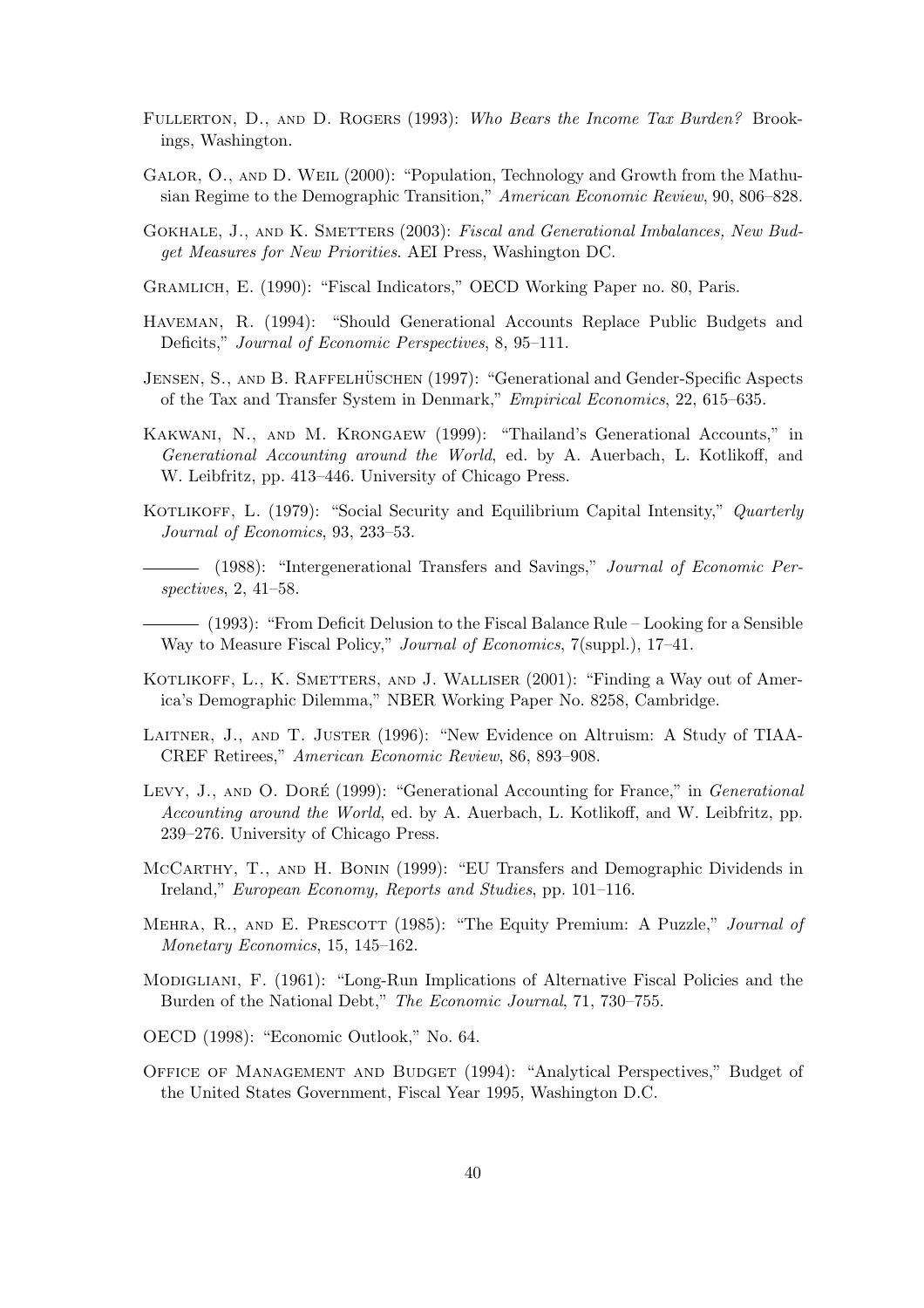Fullerton, D., and D. Rogers (1993): *Who Bears the Income Tax Burden?* Brookings, Washington.

Galor, O., and D. Weil (2000): "Population, Technology and Growth from the Mathusian Regime to the Demographic Transition," *American Economic Review*, 90, 806–828.

Gokhale, J., and K. Smetters (2003): *Fiscal and Generational Imbalances, New Budget Measures for New Priorities*. AEI Press, Washington DC.

Gramlich, E. (1990): "Fiscal Indicators," OECD Working Paper no. 80, Paris.

Haveman, R. (1994): "Should Generational Accounts Replace Public Budgets and Deficits," *Journal of Economic Perspectives*, 8, 95–111.

Jensen, S., and B. Raffelhüschen (1997): "Generational and Gender-Specific Aspects of the Tax and Transfer System in Denmark," *Empirical Economics*, 22, 615–635.

Kakwani, N., and M. Krongaew (1999): "Thailand's Generational Accounts," in *Generational Accounting around the World*, ed. by A. Auerbach, L. Kotlikoff, and W. Leibfritz, pp. 413–446. University of Chicago Press.

Kotlikoff, L. (1979): "Social Security and Equilibrium Capital Intensity," *Quarterly Journal of Economics*, 93, 233–53.

——— (1988): "Intergenerational Transfers and Savings," *Journal of Economic Perspectives*, 2, 41–58.

——— (1993): "From Deficit Delusion to the Fiscal Balance Rule – Looking for a Sensible Way to Measure Fiscal Policy," *Journal of Economics*, 7(suppl.), 17–41.

Kotlikoff, L., K. Smetters, and J. Walliser (2001): "Finding a Way out of America's Demographic Dilemma," NBER Working Paper No. 8258, Cambridge.

Laitner, J., and T. Juster (1996): "New Evidence on Altruism: A Study of TIAA-CREF Retirees," *American Economic Review*, 86, 893–908.

Levy, J., and O. Doré (1999): "Generational Accounting for France," in *Generational Accounting around the World*, ed. by A. Auerbach, L. Kotlikoff, and W. Leibfritz, pp. 239–276. University of Chicago Press.

McCarthy, T., and H. Bonin (1999): "EU Transfers and Demographic Dividends in Ireland," *European Economy, Reports and Studies*, pp. 101–116.

Mehra, R., and E. Prescott (1985): "The Equity Premium: A Puzzle," *Journal of Monetary Economics*, 15, 145–162.

Modigliani, F. (1961): "Long-Run Implications of Alternative Fiscal Policies and the Burden of the National Debt," *The Economic Journal*, 71, 730–755.

OECD (1998): "Economic Outlook," No. 64.

Office of Management and Budget (1994): "Analytical Perspectives," Budget of the United States Government, Fiscal Year 1995, Washington D.C.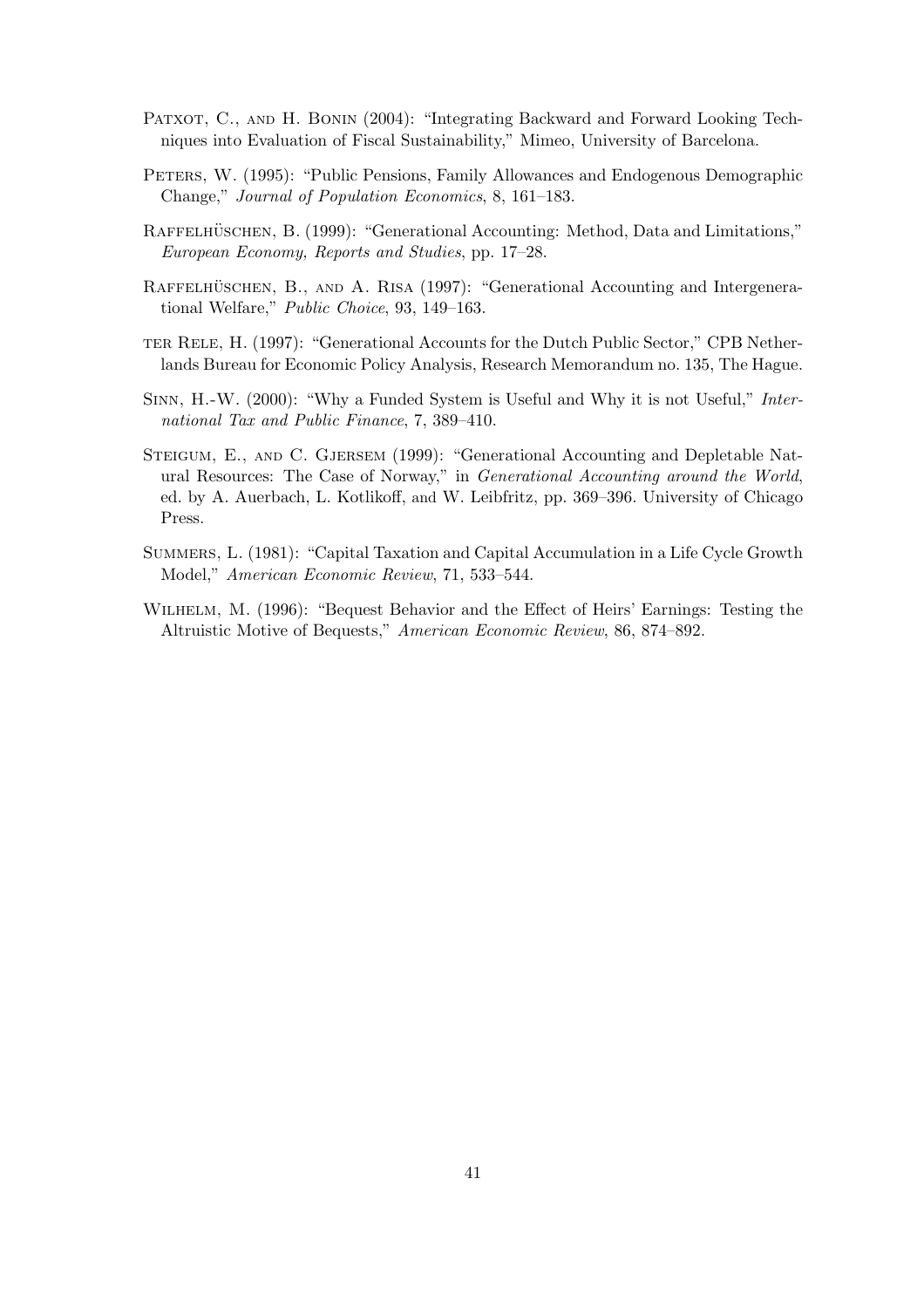Patxot, C., and H. Bonin (2004): "Integrating Backward and Forward Looking Techniques into Evaluation of Fiscal Sustainability," Mimeo, University of Barcelona.

Peters, W. (1995): "Public Pensions, Family Allowances and Endogenous Demographic Change," *Journal of Population Economics*, 8, 161–183.

Raffelhüschen, B. (1999): "Generational Accounting: Method, Data and Limitations," *European Economy, Reports and Studies*, pp. 17–28.

Raffelhüschen, B., and A. Risa (1997): "Generational Accounting and Intergenerational Welfare," *Public Choice*, 93, 149–163.

ter Rele, H. (1997): "Generational Accounts for the Dutch Public Sector," CPB Netherlands Bureau for Economic Policy Analysis, Research Memorandum no. 135, The Hague.

Sinn, H.-W. (2000): "Why a Funded System is Useful and Why it is not Useful," *International Tax and Public Finance*, 7, 389–410.

Steigum, E., and C. Gjersem (1999): "Generational Accounting and Depletable Natural Resources: The Case of Norway," in *Generational Accounting around the World*, ed. by A. Auerbach, L. Kotlikoff, and W. Leibfritz, pp. 369–396. University of Chicago Press.

Summers, L. (1981): "Capital Taxation and Capital Accumulation in a Life Cycle Growth Model," *American Economic Review*, 71, 533–544.

Wilhelm, M. (1996): "Bequest Behavior and the Effect of Heirs' Earnings: Testing the Altruistic Motive of Bequests," *American Economic Review*, 86, 874–892.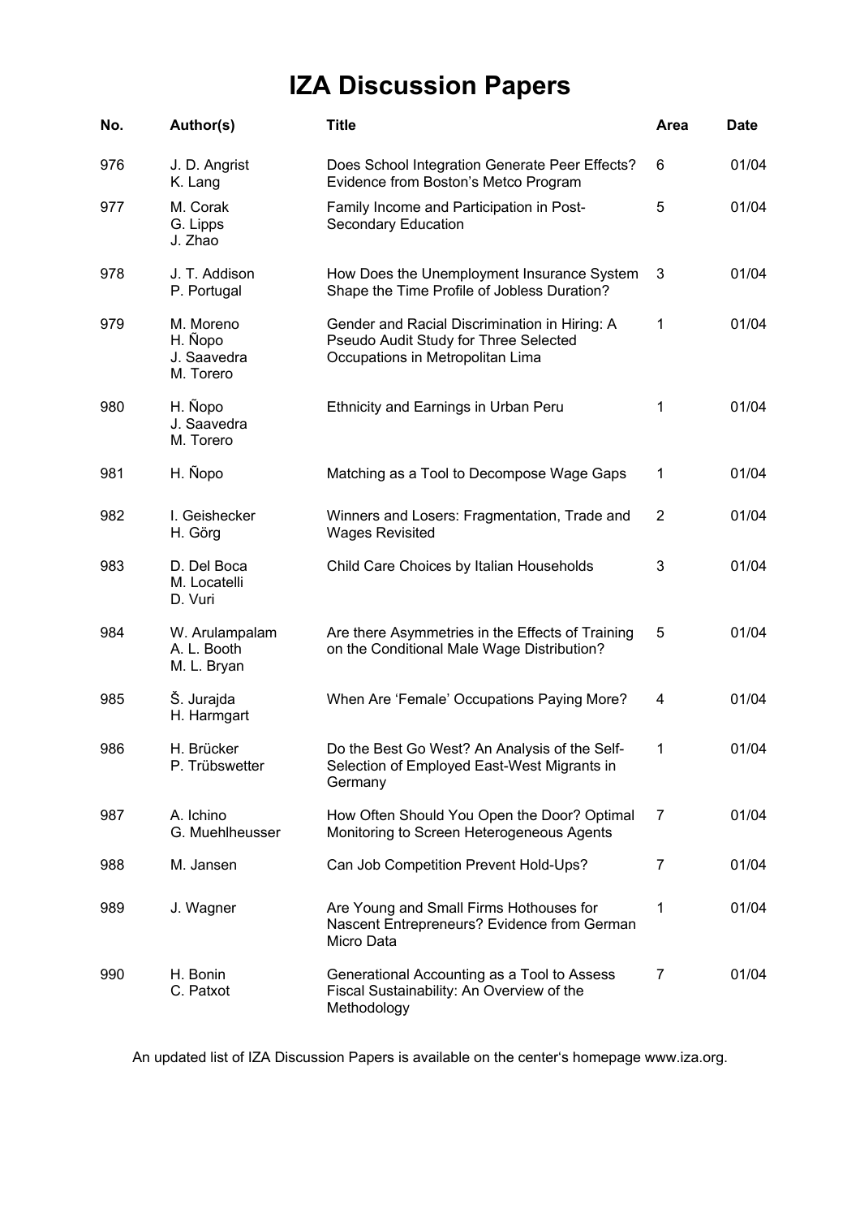# IZA Discussion Papers

| No. | Author(s) | Title | Area | Date |
|---|---|---|---|---|
| 976 | J. D. Angrist<br>K. Lang | Does School Integration Generate Peer Effects? Evidence from Boston's Metco Program | 6 | 01/04 |
| 977 | M. Corak<br>G. Lipps<br>J. Zhao | Family Income and Participation in Post-Secondary Education | 5 | 01/04 |
| 978 | J. T. Addison<br>P. Portugal | How Does the Unemployment Insurance System Shape the Time Profile of Jobless Duration? | 3 | 01/04 |
| 979 | M. Moreno<br>H. Ñopo<br>J. Saavedra<br>M. Torero | Gender and Racial Discrimination in Hiring: A Pseudo Audit Study for Three Selected Occupations in Metropolitan Lima | 1 | 01/04 |
| 980 | H. Ñopo<br>J. Saavedra<br>M. Torero | Ethnicity and Earnings in Urban Peru | 1 | 01/04 |
| 981 | H. Ñopo | Matching as a Tool to Decompose Wage Gaps | 1 | 01/04 |
| 982 | I. Geishecker<br>H. Görg | Winners and Losers: Fragmentation, Trade and Wages Revisited | 2 | 01/04 |
| 983 | D. Del Boca<br>M. Locatelli<br>D. Vuri | Child Care Choices by Italian Households | 3 | 01/04 |
| 984 | W. Arulampalam<br>A. L. Booth<br>M. L. Bryan | Are there Asymmetries in the Effects of Training on the Conditional Male Wage Distribution? | 5 | 01/04 |
| 985 | Š. Jurajda<br>H. Harmgart | When Are 'Female' Occupations Paying More? | 4 | 01/04 |
| 986 | H. Brücker<br>P. Trübswetter | Do the Best Go West? An Analysis of the Self-Selection of Employed East-West Migrants in Germany | 1 | 01/04 |
| 987 | A. Ichino<br>G. Muehlheusser | How Often Should You Open the Door? Optimal Monitoring to Screen Heterogeneous Agents | 7 | 01/04 |
| 988 | M. Jansen | Can Job Competition Prevent Hold-Ups? | 7 | 01/04 |
| 989 | J. Wagner | Are Young and Small Firms Hothouses for Nascent Entrepreneurs? Evidence from German Micro Data | 1 | 01/04 |
| 990 | H. Bonin<br>C. Patxot | Generational Accounting as a Tool to Assess Fiscal Sustainability: An Overview of the Methodology | 7 | 01/04 |

An updated list of IZA Discussion Papers is available on the center's homepage www.iza.org.